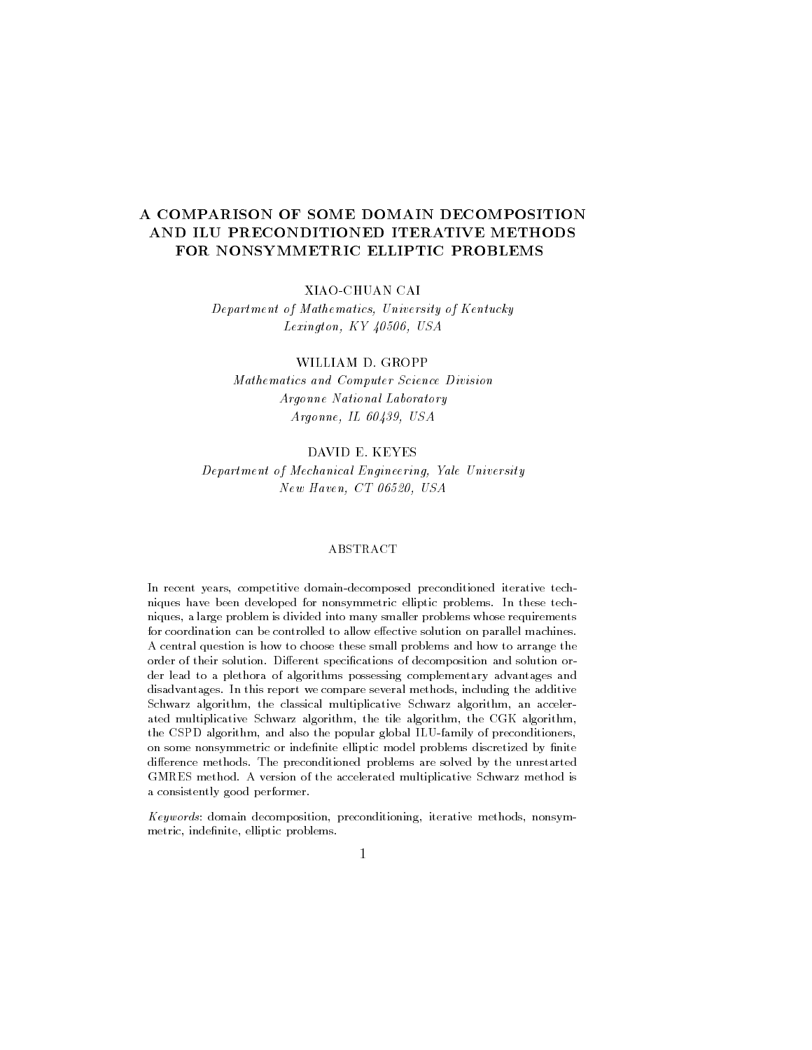# A COMPARISON OF SOME DOMAIN DECOMPOSITION AND ILU PRECONDITIONED ITERATIVE METHODS FOR NONSYMMETRIC ELLIPTIC PROBLEMS

XIAO-CHUAN CAI

*Department of Mathematics, University of Kentucky*
*Lexington, KY 40506, USA*

WILLIAM D. GROPP

*Mathematics and Computer Science Division*
*Argonne National Laboratory*
*Argonne, IL 60439, USA*

DAVID E. KEYES

*Department of Mechanical Engineering, Yale University*
*New Haven, CT 06520, USA*

## ABSTRACT

In recent years, competitive domain-decomposed preconditioned iterative techniques have been developed for nonsymmetric elliptic problems. In these techniques, a large problem is divided into many smaller problems whose requirements for coordination can be controlled to allow effective solution on parallel machines. A central question is how to choose these small problems and how to arrange the order of their solution. Different specifications of decomposition and solution order lead to a plethora of algorithms possessing complementary advantages and disadvantages. In this report we compare several methods, including the additive Schwarz algorithm, the classical multiplicative Schwarz algorithm, an accelerated multiplicative Schwarz algorithm, the tile algorithm, the CGK algorithm, the CSPD algorithm, and also the popular global ILU-family of preconditioners, on some nonsymmetric or indefinite elliptic model problems discretized by finite difference methods. The preconditioned problems are solved by the unrestarted GMRES method. A version of the accelerated multiplicative Schwarz method is a consistently good performer.

*Keywords*: domain decomposition, preconditioning, iterative methods, nonsymmetric, indefinite, elliptic problems.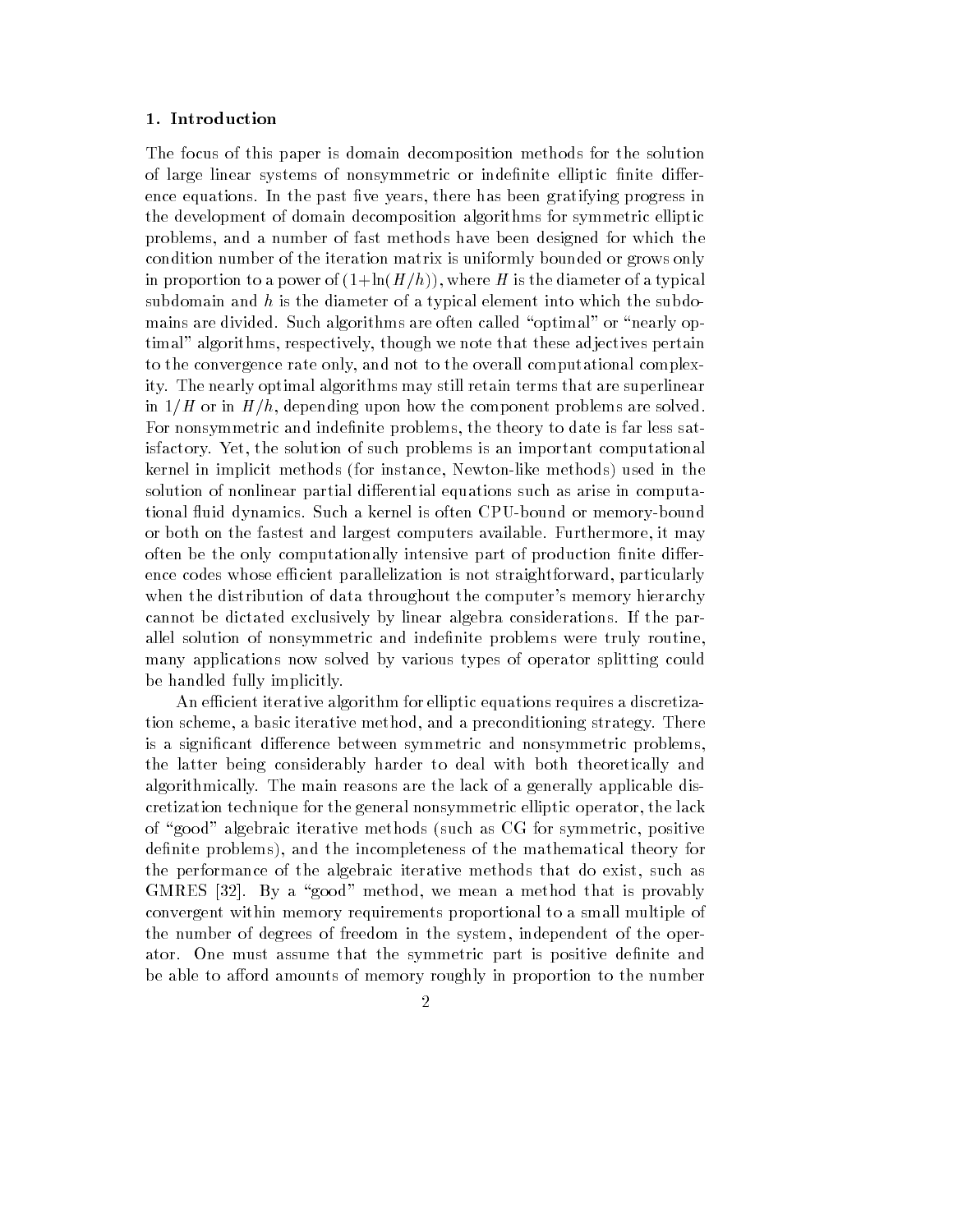## 1. Introduction

The focus of this paper is domain decomposition methods for the solution of large linear systems of nonsymmetric or indefinite elliptic finite difference equations. In the past five years, there has been gratifying progress in the development of domain decomposition algorithms for symmetric elliptic problems, and a number of fast methods have been designed for which the condition number of the iteration matrix is uniformly bounded or grows only in proportion to a power of $(1+\ln(H/h))$, where $H$ is the diameter of a typical subdomain and $h$ is the diameter of a typical element into which the subdomains are divided. Such algorithms are often called "optimal" or "nearly optimal" algorithms, respectively, though we note that these adjectives pertain to the convergence rate only, and not to the overall computational complexity. The nearly optimal algorithms may still retain terms that are superlinear in $1/H$ or in $H/h$, depending upon how the component problems are solved. For nonsymmetric and indefinite problems, the theory to date is far less satisfactory. Yet, the solution of such problems is an important computational kernel in implicit methods (for instance, Newton-like methods) used in the solution of nonlinear partial differential equations such as arise in computational fluid dynamics. Such a kernel is often CPU-bound or memory-bound or both on the fastest and largest computers available. Furthermore, it may often be the only computationally intensive part of production finite difference codes whose efficient parallelization is not straightforward, particularly when the distribution of data throughout the computer's memory hierarchy cannot be dictated exclusively by linear algebra considerations. If the parallel solution of nonsymmetric and indefinite problems were truly routine, many applications now solved by various types of operator splitting could be handled fully implicitly.

An efficient iterative algorithm for elliptic equations requires a discretization scheme, a basic iterative method, and a preconditioning strategy. There is a significant difference between symmetric and nonsymmetric problems, the latter being considerably harder to deal with both theoretically and algorithmically. The main reasons are the lack of a generally applicable discretization technique for the general nonsymmetric elliptic operator, the lack of "good" algebraic iterative methods (such as CG for symmetric, positive definite problems), and the incompleteness of the mathematical theory for the performance of the algebraic iterative methods that do exist, such as GMRES [32]. By a "good" method, we mean a method that is provably convergent within memory requirements proportional to a small multiple of the number of degrees of freedom in the system, independent of the operator. One must assume that the symmetric part is positive definite and be able to afford amounts of memory roughly in proportion to the number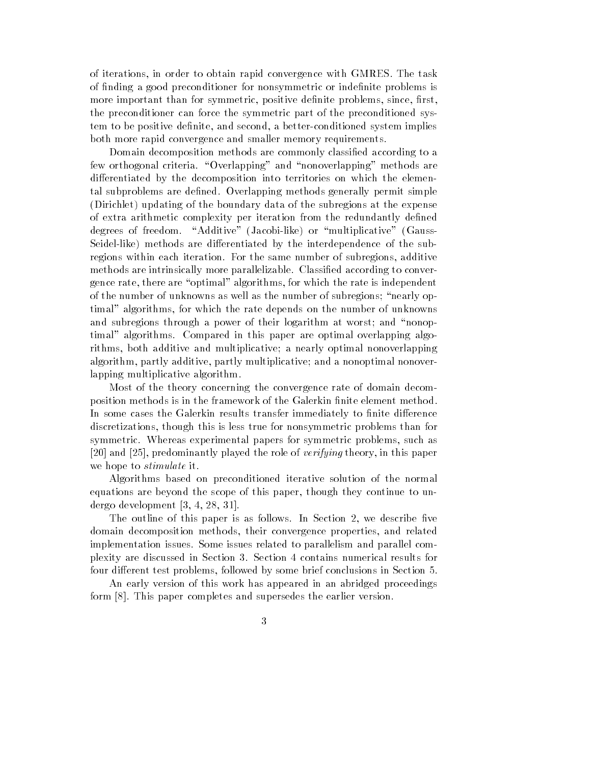of iterations, in order to obtain rapid convergence with GMRES. The task of finding a good preconditioner for nonsymmetric or indefinite problems is more important than for symmetric, positive definite problems, since, first, the preconditioner can force the symmetric part of the preconditioned system to be positive definite, and second, a better-conditioned system implies both more rapid convergence and smaller memory requirements.

Domain decomposition methods are commonly classified according to a few orthogonal criteria. "Overlapping" and "nonoverlapping" methods are differentiated by the decomposition into territories on which the elemental subproblems are defined. Overlapping methods generally permit simple (Dirichlet) updating of the boundary data of the subregions at the expense of extra arithmetic complexity per iteration from the redundantly defined degrees of freedom. "Additive" (Jacobi-like) or "multiplicative" (Gauss-Seidel-like) methods are differentiated by the interdependence of the subregions within each iteration. For the same number of subregions, additive methods are intrinsically more parallelizable. Classified according to convergence rate, there are "optimal" algorithms, for which the rate is independent of the number of unknowns as well as the number of subregions; "nearly optimal" algorithms, for which the rate depends on the number of unknowns and subregions through a power of their logarithm at worst; and "nonoptimal" algorithms. Compared in this paper are optimal overlapping algorithms, both additive and multiplicative; a nearly optimal nonoverlapping algorithm, partly additive, partly multiplicative; and a nonoptimal nonoverlapping multiplicative algorithm.

Most of the theory concerning the convergence rate of domain decomposition methods is in the framework of the Galerkin finite element method. In some cases the Galerkin results transfer immediately to finite difference discretizations, though this is less true for nonsymmetric problems than for symmetric. Whereas experimental papers for symmetric problems, such as [20] and [25], predominantly played the role of *verifying* theory, in this paper we hope to *stimulate* it.

Algorithms based on preconditioned iterative solution of the normal equations are beyond the scope of this paper, though they continue to undergo development [3, 4, 28, 31].

The outline of this paper is as follows. In Section 2, we describe five domain decomposition methods, their convergence properties, and related implementation issues. Some issues related to parallelism and parallel complexity are discussed in Section 3. Section 4 contains numerical results for four different test problems, followed by some brief conclusions in Section 5.

An early version of this work has appeared in an abridged proceedings form [8]. This paper completes and supersedes the earlier version.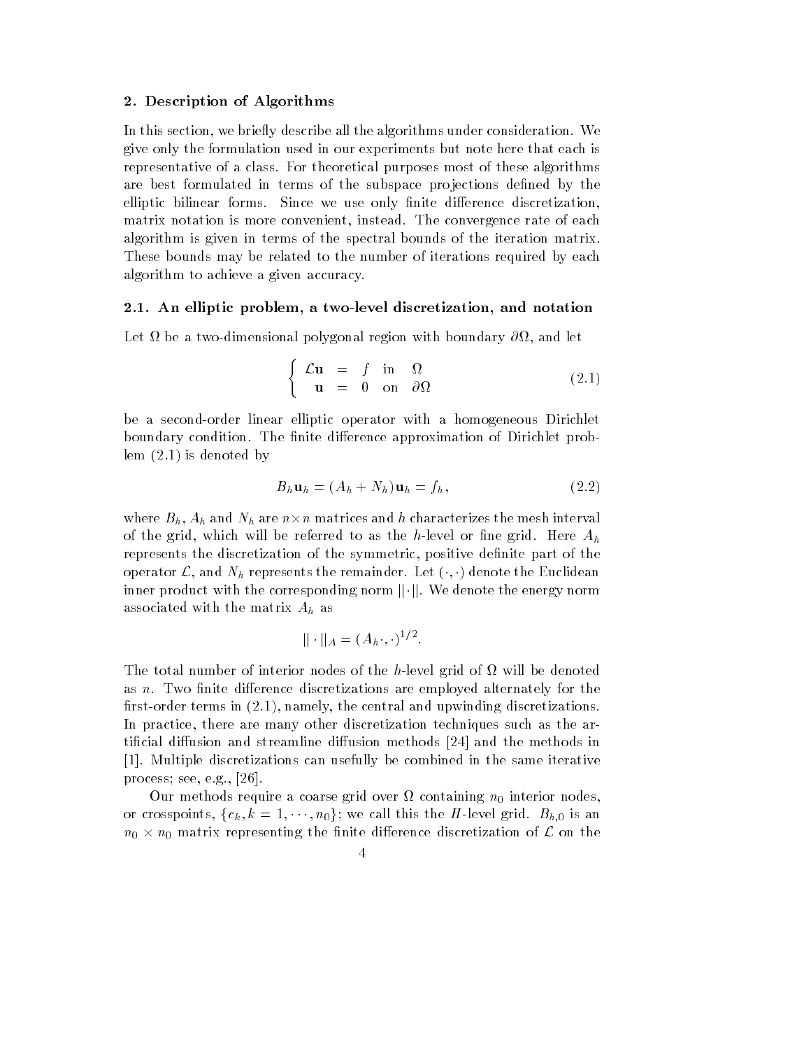## 2. Description of Algorithms

In this section, we briefly describe all the algorithms under consideration. We give only the formulation used in our experiments but note here that each is representative of a class. For theoretical purposes most of these algorithms are best formulated in terms of the subspace projections defined by the elliptic bilinear forms. Since we use only finite difference discretization, matrix notation is more convenient, instead. The convergence rate of each algorithm is given in terms of the spectral bounds of the iteration matrix. These bounds may be related to the number of iterations required by each algorithm to achieve a given accuracy.

### 2.1. An elliptic problem, a two-level discretization, and notation

Let $\Omega$ be a two-dimensional polygonal region with boundary $\partial\Omega$, and let

$$\left\{ \begin{array}{rcll} \mathcal{L}\mathbf{u} & = & f & \text{in} \quad \Omega \\ \mathbf{u} & = & 0 & \text{on} \quad \partial\Omega \end{array} \right. \tag{2.1}$$

be a second-order linear elliptic operator with a homogeneous Dirichlet boundary condition. The finite difference approximation of Dirichlet problem (2.1) is denoted by

$$B_h \mathbf{u}_h = (A_h + N_h)\mathbf{u}_h = f_h, \tag{2.2}$$

where $B_h$, $A_h$ and $N_h$ are $n \times n$ matrices and $h$ characterizes the mesh interval of the grid, which will be referred to as the $h$-level or fine grid. Here $A_h$ represents the discretization of the symmetric, positive definite part of the operator $\mathcal{L}$, and $N_h$ represents the remainder. Let $(\cdot, \cdot)$ denote the Euclidean inner product with the corresponding norm $||\cdot||$. We denote the energy norm associated with the matrix $A_h$ as

$$|| \cdot ||_A = (A_h \cdot, \cdot)^{1/2}.$$

The total number of interior nodes of the $h$-level grid of $\Omega$ will be denoted as $n$. Two finite difference discretizations are employed alternately for the first-order terms in (2.1), namely, the central and upwinding discretizations. In practice, there are many other discretization techniques such as the artificial diffusion and streamline diffusion methods [24] and the methods in [1]. Multiple discretizations can usefully be combined in the same iterative process; see, e.g., [26].

Our methods require a coarse grid over $\Omega$ containing $n_0$ interior nodes, or crosspoints, $\{c_k, k = 1, \cdots, n_0\}$; we call this the $H$-level grid. $B_{h,0}$ is an $n_0 \times n_0$ matrix representing the finite difference discretization of $\mathcal{L}$ on the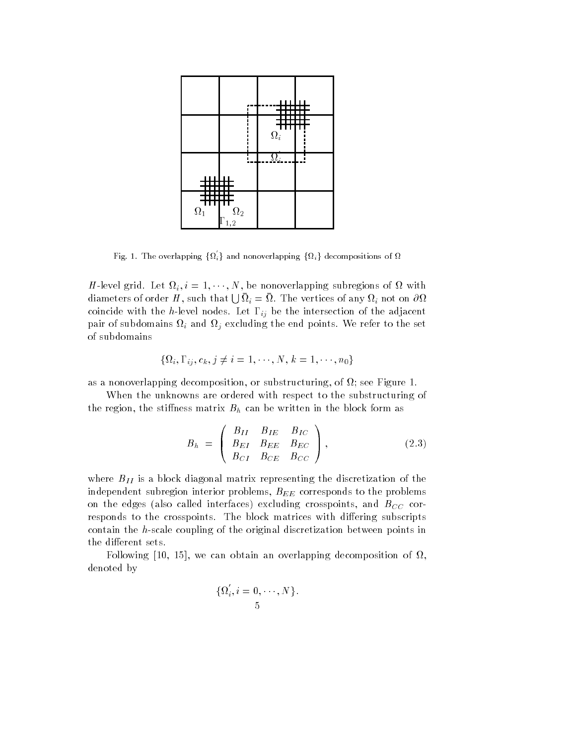Fig. 1. The overlapping $\{\Omega_i^{'}\}$ and nonoverlapping $\{\Omega_i\}$ decompositions of $\Omega$

$H$-level grid. Let $\Omega_i, i = 1, \cdots, N$, be nonoverlapping subregions of $\Omega$ with diameters of order $H$, such that $\bigcup \bar{\Omega}_i = \bar{\Omega}$. The vertices of any $\Omega_i$ not on $\partial\Omega$ coincide with the $h$-level nodes. Let $\Gamma_{ij}$ be the intersection of the adjacent pair of subdomains $\Omega_i$ and $\Omega_j$ excluding the end points. We refer to the set of subdomains

$$\{\Omega_i, \Gamma_{ij}, c_k, j \neq i = 1, \cdots, N, k = 1, \cdots, n_0\}$$

as a nonoverlapping decomposition, or substructuring, of $\Omega$; see Figure 1.

When the unknowns are ordered with respect to the substructuring of the region, the stiffness matrix $B_h$ can be written in the block form as

$$B_h = \begin{pmatrix} B_{II} & B_{IE} & B_{IC} \\ B_{EI} & B_{EE} & B_{EC} \\ B_{CI} & B_{CE} & B_{CC} \end{pmatrix}, \tag{2.3}$$

where $B_{II}$ is a block diagonal matrix representing the discretization of the independent subregion interior problems, $B_{EE}$ corresponds to the problems on the edges (also called interfaces) excluding crosspoints, and $B_{CC}$ corresponds to the crosspoints. The block matrices with differing subscripts contain the $h$-scale coupling of the original discretization between points in the different sets.

Following [10, 15], we can obtain an overlapping decomposition of $\Omega$, denoted by

$$\{\Omega_i^{'}, i = 0, \cdots, N\}.$$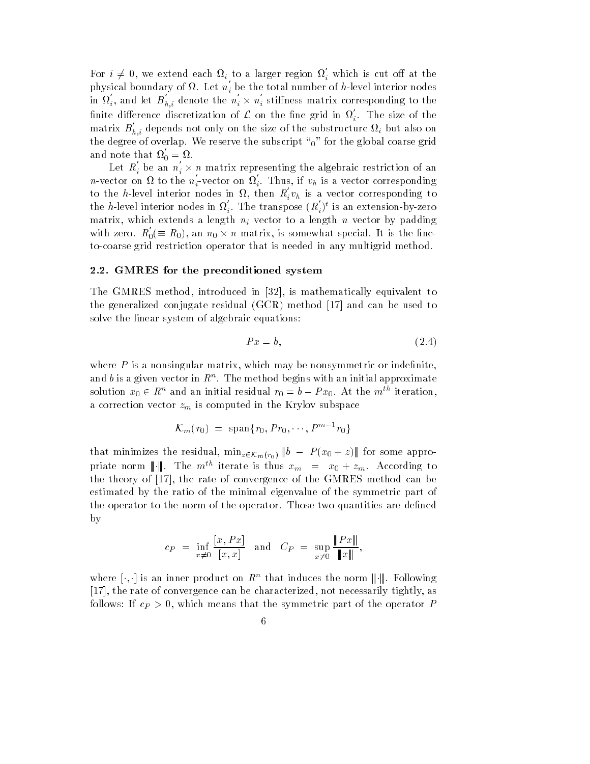For $i \neq 0$, we extend each $\Omega_i$ to a larger region $\Omega_i^{'}$ which is cut off at the physical boundary of $\Omega$. Let $n_i^{'}$ be the total number of $h$-level interior nodes in $\Omega_i^{'}$, and let $B_{h,i}^{'}$ denote the $n_i^{'} \times n_i^{'}$ stiffness matrix corresponding to the finite difference discretization of $\mathcal{L}$ on the fine grid in $\Omega_i^{'}$. The size of the matrix $B_{h,i}^{'}$ depends not only on the size of the substructure $\Omega_i$ but also on the degree of overlap. We reserve the subscript "$_0$" for the global coarse grid and note that $\Omega_0^{'} = \Omega$.

Let $R_i^{'}$ be an $n_i^{'} \times n$ matrix representing the algebraic restriction of an $n$-vector on $\Omega$ to the $n_i^{'}$-vector on $\Omega_i^{'}$. Thus, if $v_h$ is a vector corresponding to the $h$-level interior nodes in $\Omega$, then $R_i^{'} v_h$ is a vector corresponding to the $h$-level interior nodes in $\Omega_i^{'}$. The transpose $(R_i^{'})^t$ is an extension-by-zero matrix, which extends a length $n_i$ vector to a length $n$ vector by padding with zero. $R_0^{'}(\equiv R_0)$, an $n_0 \times n$ matrix, is somewhat special. It is the fine-to-coarse grid restriction operator that is needed in any multigrid method.

### 2.2. GMRES for the preconditioned system

The GMRES method, introduced in [32], is mathematically equivalent to the generalized conjugate residual (GCR) method [17] and can be used to solve the linear system of algebraic equations:

$$Px = b, \tag{2.4}$$

where $P$ is a nonsingular matrix, which may be nonsymmetric or indefinite, and $b$ is a given vector in $R^n$. The method begins with an initial approximate solution $x_0 \in R^n$ and an initial residual $r_0 = b - Px_0$. At the $m^{th}$ iteration, a correction vector $z_m$ is computed in the Krylov subspace

$$\mathcal{K}_m(r_0) \ = \ \text{span}\{r_0, Pr_0, \cdots, P^{m-1} r_0\}$$

that minimizes the residual, $\min_{z \in \mathcal{K}_m(r_0)} \| b \ - \ P(x_0 + z) \|$ for some appropriate norm $\| \cdot \|$. The $m^{th}$ iterate is thus $x_m \ = \ x_0 + z_m$. According to the theory of [17], the rate of convergence of the GMRES method can be estimated by the ratio of the minimal eigenvalue of the symmetric part of the operator to the norm of the operator. Those two quantities are defined by

$$c_P \ = \ \inf_{x \neq 0} \frac{[x, Px]}{[x, x]} \quad \text{and} \quad C_P \ = \ \sup_{x \neq 0} \frac{\| Px \|}{\| x \|},$$

where $[\cdot, \cdot]$ is an inner product on $R^n$ that induces the norm $\| \cdot \|$. Following [17], the rate of convergence can be characterized, not necessarily tightly, as follows: If $c_P > 0$, which means that the symmetric part of the operator $P$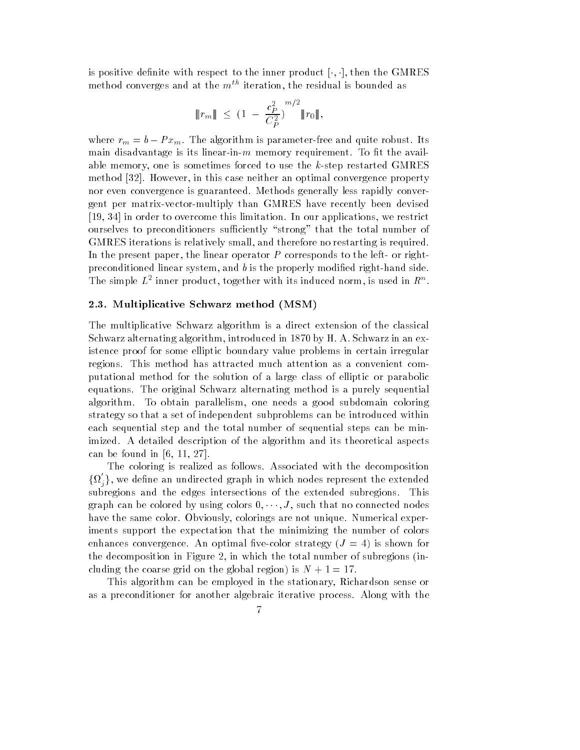is positive definite with respect to the inner product $[\cdot,\cdot]$, then the GMRES method converges and at the $m^{th}$ iteration, the residual is bounded as

$$\|r_m\| \;\leq\; \left(1 \;-\; \frac{c_P^2}{C_P^2}\right)^{m/2} \|r_0\|,$$

where $r_m = b - Px_m$. The algorithm is parameter-free and quite robust. Its main disadvantage is its linear-in-$m$ memory requirement. To fit the available memory, one is sometimes forced to use the $k$-step restarted GMRES method [32]. However, in this case neither an optimal convergence property nor even convergence is guaranteed. Methods generally less rapidly convergent per matrix-vector-multiply than GMRES have recently been devised [19, 34] in order to overcome this limitation. In our applications, we restrict ourselves to preconditioners sufficiently "strong" that the total number of GMRES iterations is relatively small, and therefore no restarting is required. In the present paper, the linear operator $P$ corresponds to the left- or right-preconditioned linear system, and $b$ is the properly modified right-hand side. The simple $L^2$ inner product, together with its induced norm, is used in $R^n$.

### 2.3. Multiplicative Schwarz method (MSM)

The multiplicative Schwarz algorithm is a direct extension of the classical Schwarz alternating algorithm, introduced in 1870 by H. A. Schwarz in an existence proof for some elliptic boundary value problems in certain irregular regions. This method has attracted much attention as a convenient computational method for the solution of a large class of elliptic or parabolic equations. The original Schwarz alternating method is a purely sequential algorithm. To obtain parallelism, one needs a good subdomain coloring strategy so that a set of independent subproblems can be introduced within each sequential step and the total number of sequential steps can be minimized. A detailed description of the algorithm and its theoretical aspects can be found in [6, 11, 27].

The coloring is realized as follows. Associated with the decomposition $\{\Omega_j'\}$, we define an undirected graph in which nodes represent the extended subregions and the edges intersections of the extended subregions. This graph can be colored by using colors $0, \cdots, J$, such that no connected nodes have the same color. Obviously, colorings are not unique. Numerical experiments support the expectation that the minimizing the number of colors enhances convergence. An optimal five-color strategy ($J = 4$) is shown for the decomposition in Figure 2, in which the total number of subregions (including the coarse grid on the global region) is $N + 1 = 17$.

This algorithm can be employed in the stationary, Richardson sense or as a preconditioner for another algebraic iterative process. Along with the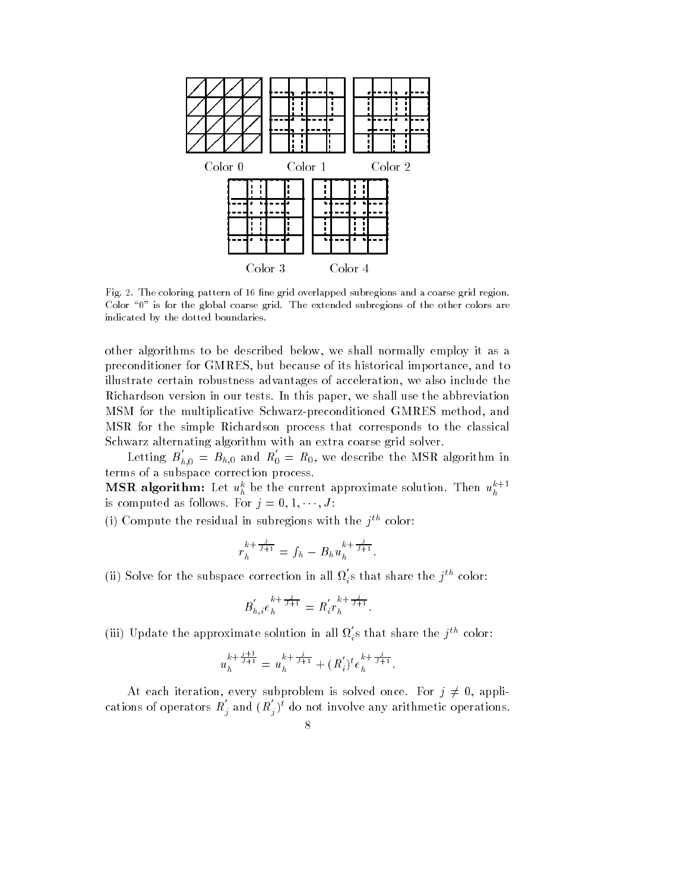Color 0 Color 1 Color 2

Color 3 Color 4

Fig. 2. The coloring pattern of 16 fine grid overlapped subregions and a coarse grid region. Color "0" is for the global coarse grid. The extended subregions of the other colors are indicated by the dotted boundaries.

other algorithms to be described below, we shall normally employ it as a preconditioner for GMRES, but because of its historical importance, and to illustrate certain robustness advantages of acceleration, we also include the Richardson version in our tests. In this paper, we shall use the abbreviation MSM for the multiplicative Schwarz-preconditioned GMRES method, and MSR for the simple Richardson process that corresponds to the classical Schwarz alternating algorithm with an extra coarse grid solver.

Letting $B^{'}_{h,0} = B_{h,0}$ and $R^{'}_0 = R_0$, we describe the MSR algorithm in terms of a subspace correction process.

**MSR algorithm:** Let $u^k_h$ be the current approximate solution. Then $u^{k+1}_h$ is computed as follows. For $j = 0, 1, \cdots, J$:

(i) Compute the residual in subregions with the $j^{th}$ color:

$$r_h^{k+\frac{j}{J+1}} = f_h - B_h u_h^{k+\frac{j}{J+1}}.$$

(ii) Solve for the subspace correction in all $\Omega^{'}_i$s that share the $j^{th}$ color:

$$B^{'}_{h,i} e_h^{k+\frac{j}{J+1}} = R^{'}_i r_h^{k+\frac{j}{J+1}}.$$

(iii) Update the approximate solution in all $\Omega^{'}_i$s that share the $j^{th}$ color:

$$u_h^{k+\frac{j+1}{J+1}} = u_h^{k+\frac{j}{J+1}} + (R^{'}_i)^t e_h^{k+\frac{j}{J+1}}.$$

At each iteration, every subproblem is solved once. For $j \neq 0$, applications of operators $R^{'}_j$ and $(R^{'}_j)^t$ do not involve any arithmetic operations.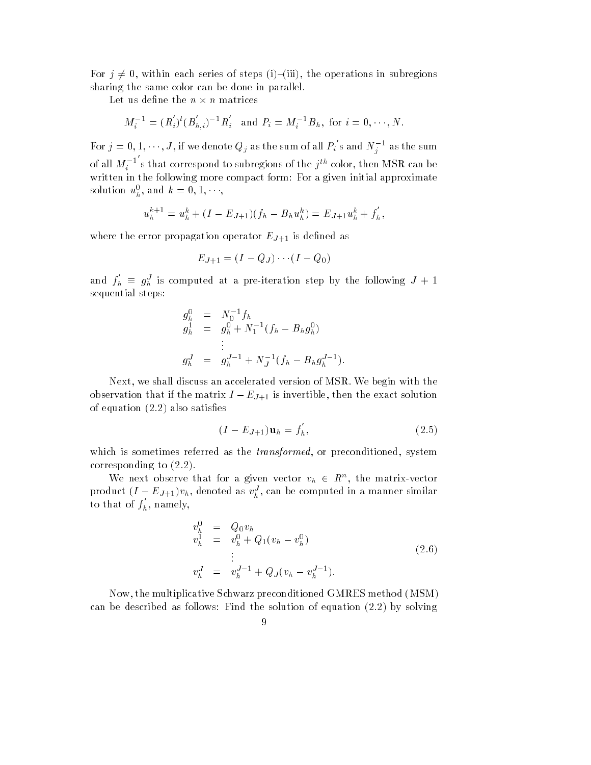For $j \neq 0$, within each series of steps (i)–(iii), the operations in subregions sharing the same color can be done in parallel.

Let us define the $n \times n$ matrices

$$M_i^{-1} = (R_i^{'})^t (B_{h,i}^{'})^{-1} R_i^{'} \quad \text{and} \quad P_i = M_i^{-1} B_h, \text{ for } i = 0, \cdots, N.$$

For $j = 0, 1, \cdots, J$, if we denote $Q_j$ as the sum of all $P_i^{'}$s and $N_j^{-1}$ as the sum of all $M_i^{-1'}$s that correspond to subregions of the $j^{th}$ color, then MSR can be written in the following more compact form: For a given initial approximate solution $u_h^0$, and $k = 0, 1, \cdots$,

$$u_h^{k+1} = u_h^k + (I - E_{J+1})(f_h - B_h u_h^k) = E_{J+1} u_h^k + f_h^{'},$$

where the error propagation operator $E_{J+1}$ is defined as

$$E_{J+1} = (I - Q_J) \cdots (I - Q_0)$$

and $f_h^{'} \equiv g_h^J$ is computed at a pre-iteration step by the following $J+1$ sequential steps:

$$\begin{aligned} g_h^0 &= N_0^{-1} f_h \\ g_h^1 &= g_h^0 + N_1^{-1}(f_h - B_h g_h^0) \\ &\vdots \\ g_h^J &= g_h^{J-1} + N_J^{-1}(f_h - B_h g_h^{J-1}). \end{aligned}$$

Next, we shall discuss an accelerated version of MSR. We begin with the observation that if the matrix $I - E_{J+1}$ is invertible, then the exact solution of equation (2.2) also satisfies

$$(I - E_{J+1}) \mathbf{u}_h = f_h^{'}, \tag{2.5}$$

which is sometimes referred as the *transformed*, or preconditioned, system corresponding to (2.2).

We next observe that for a given vector $v_h \in R^n$, the matrix-vector product $(I - E_{J+1}) v_h$, denoted as $v_h^J$, can be computed in a manner similar to that of $f_h^{'}$, namely,

$$\begin{aligned} v_h^0 &= Q_0 v_h \\ v_h^1 &= v_h^0 + Q_1(v_h - v_h^0) \\ &\vdots \\ v_h^J &= v_h^{J-1} + Q_J(v_h - v_h^{J-1}). \end{aligned} \tag{2.6}$$

Now, the multiplicative Schwarz preconditioned GMRES method (MSM) can be described as follows: Find the solution of equation (2.2) by solving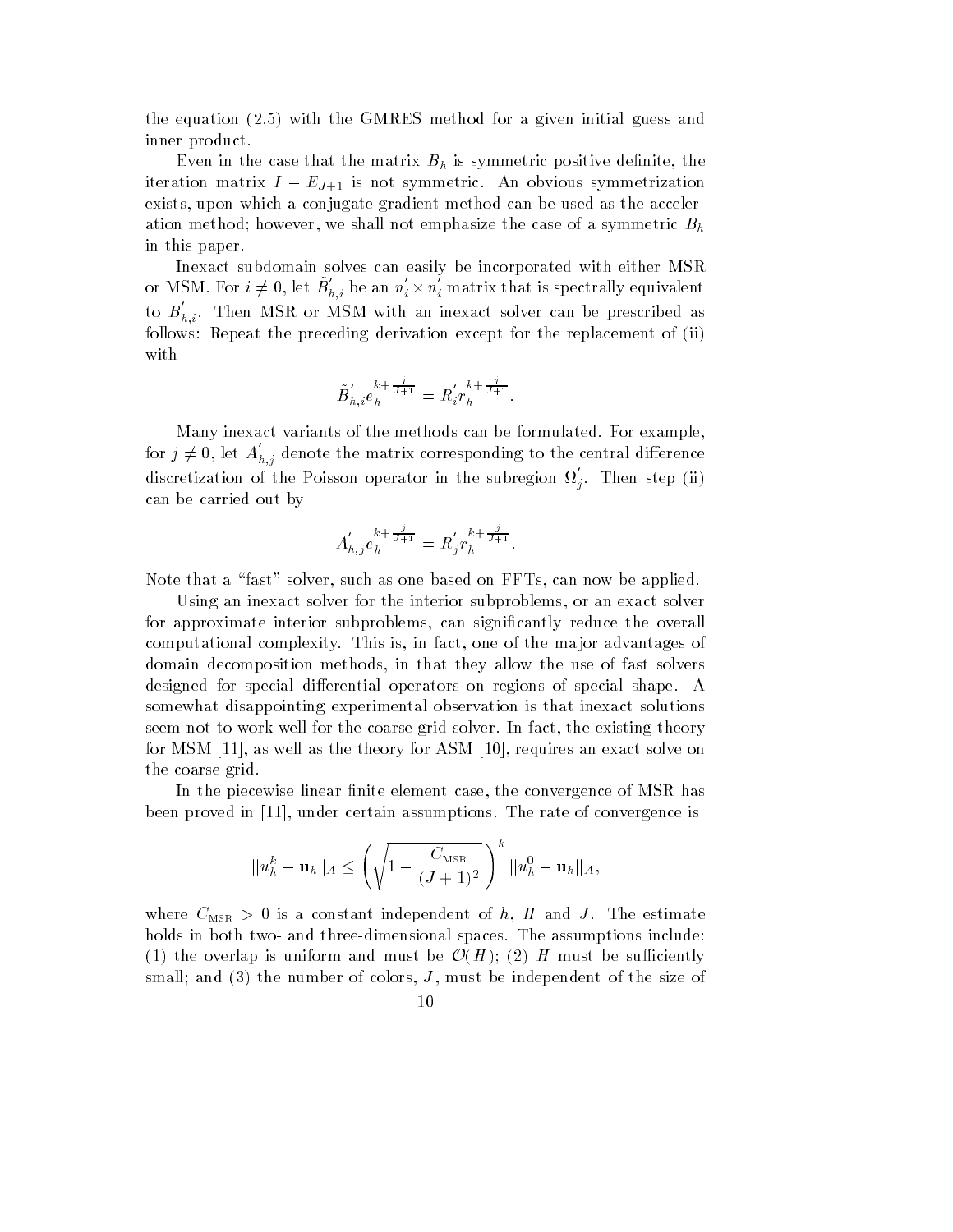the equation (2.5) with the GMRES method for a given initial guess and inner product.

Even in the case that the matrix $B_h$ is symmetric positive definite, the iteration matrix $I - E_{J+1}$ is not symmetric. An obvious symmetrization exists, upon which a conjugate gradient method can be used as the acceleration method; however, we shall not emphasize the case of a symmetric $B_h$ in this paper.

Inexact subdomain solves can easily be incorporated with either MSR or MSM. For $i \neq 0$, let $\tilde{B}'_{h,i}$ be an $n'_i \times n'_i$ matrix that is spectrally equivalent to $B'_{h,i}$. Then MSR or MSM with an inexact solver can be prescribed as follows: Repeat the preceding derivation except for the replacement of (ii) with

$$\tilde{B}'_{h,i} e_h^{k+\frac{j}{J+1}} = R'_i r_h^{k+\frac{j}{J+1}}.$$

Many inexact variants of the methods can be formulated. For example, for $j \neq 0$, let $A'_{h,j}$ denote the matrix corresponding to the central difference discretization of the Poisson operator in the subregion $\Omega'_j$. Then step (ii) can be carried out by

$$A'_{h,j} e_h^{k+\frac{j}{J+1}} = R'_j r_h^{k+\frac{j}{J+1}}.$$

Note that a "fast" solver, such as one based on FFTs, can now be applied.

Using an inexact solver for the interior subproblems, or an exact solver for approximate interior subproblems, can significantly reduce the overall computational complexity. This is, in fact, one of the major advantages of domain decomposition methods, in that they allow the use of fast solvers designed for special differential operators on regions of special shape. A somewhat disappointing experimental observation is that inexact solutions seem not to work well for the coarse grid solver. In fact, the existing theory for MSM [11], as well as the theory for ASM [10], requires an exact solve on the coarse grid.

In the piecewise linear finite element case, the convergence of MSR has been proved in [11], under certain assumptions. The rate of convergence is

$$\|u_h^k - \mathbf{u}_h\|_A \leq \left( \sqrt{1 - \frac{C_{\text{MSR}}}{(J+1)^2}} \right)^k \|u_h^0 - \mathbf{u}_h\|_A,$$

where $C_{\text{MSR}} > 0$ is a constant independent of $h$, $H$ and $J$. The estimate holds in both two- and three-dimensional spaces. The assumptions include: (1) the overlap is uniform and must be $\mathcal{O}(H)$; (2) $H$ must be sufficiently small; and (3) the number of colors, $J$, must be independent of the size of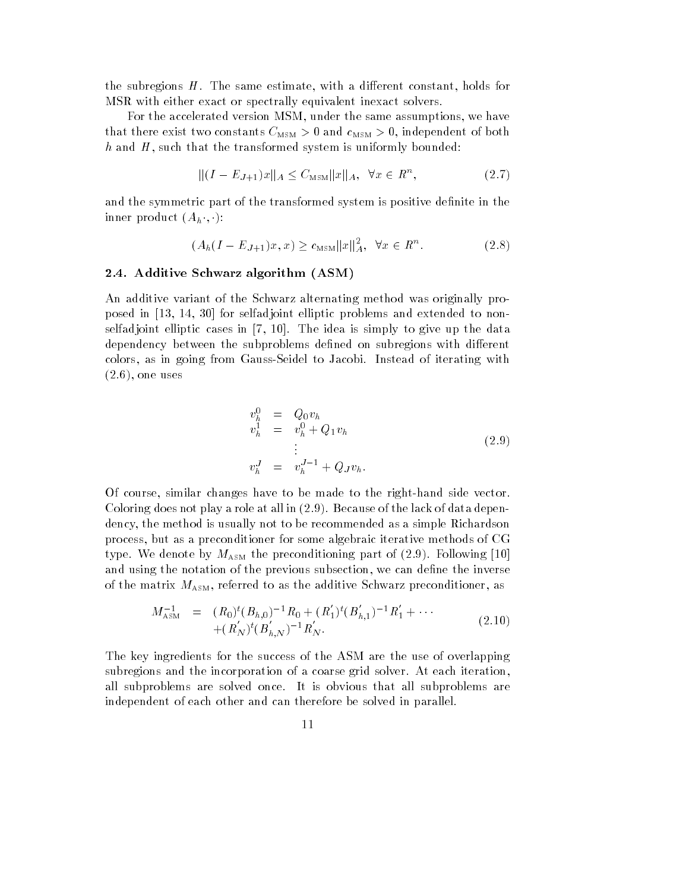the subregions $H$. The same estimate, with a different constant, holds for MSR with either exact or spectrally equivalent inexact solvers.

For the accelerated version MSM, under the same assumptions, we have that there exist two constants $C_{\text{MSM}} > 0$ and $c_{\text{MSM}} > 0$, independent of both $h$ and $H$, such that the transformed system is uniformly bounded:

$$||(I - E_{J+1})x||_A \leq C_{\text{MSM}}||x||_A, \;\; \forall x \in R^n, \tag{2.7}$$

and the symmetric part of the transformed system is positive definite in the inner product $(A_h \cdot, \cdot)$:

$$(A_h(I - E_{J+1})x, x) \geq c_{\text{MSM}}||x||_A^2, \;\; \forall x \in R^n. \tag{2.8}$$

### 2.4. Additive Schwarz algorithm (ASM)

An additive variant of the Schwarz alternating method was originally proposed in [13, 14, 30] for selfadjoint elliptic problems and extended to nonselfadjoint elliptic cases in [7, 10]. The idea is simply to give up the data dependency between the subproblems defined on subregions with different colors, as in going from Gauss-Seidel to Jacobi. Instead of iterating with (2.6), one uses

$$\begin{aligned} v_h^0 &= Q_0 v_h \\ v_h^1 &= v_h^0 + Q_1 v_h \\ &\vdots \\ v_h^J &= v_h^{J-1} + Q_J v_h. \end{aligned} \tag{2.9}$$

Of course, similar changes have to be made to the right-hand side vector. Coloring does not play a role at all in (2.9). Because of the lack of data dependency, the method is usually not to be recommended as a simple Richardson process, but as a preconditioner for some algebraic iterative methods of CG type. We denote by $M_{\text{ASM}}$ the preconditioning part of (2.9). Following [10] and using the notation of the previous subsection, we can define the inverse of the matrix $M_{\text{ASM}}$, referred to as the additive Schwarz preconditioner, as

$$\begin{aligned} M_{\text{ASM}}^{-1} = \; & (R_0)^t (B_{h,0})^{-1} R_0 + (R_1')^t (B_{h,1}')^{-1} R_1' + \cdots \\ & + (R_N')^t (B_{h,N}')^{-1} R_N'. \end{aligned} \tag{2.10}$$

The key ingredients for the success of the ASM are the use of overlapping subregions and the incorporation of a coarse grid solver. At each iteration, all subproblems are solved once. It is obvious that all subproblems are independent of each other and can therefore be solved in parallel.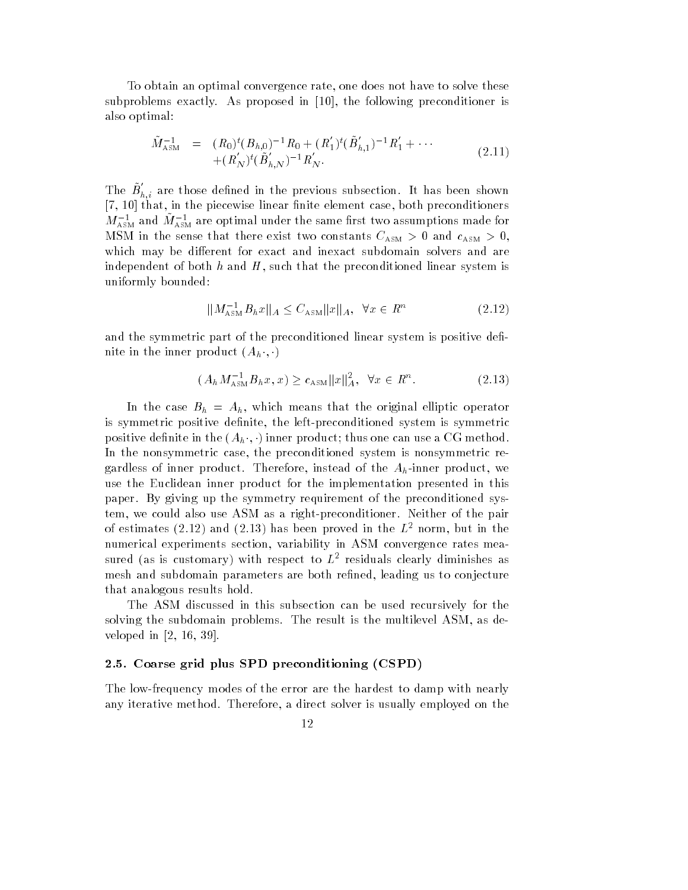To obtain an optimal convergence rate, one does not have to solve these subproblems exactly. As proposed in [10], the following preconditioner is also optimal:

$$\begin{aligned} \tilde{M}_{\rm ASM}^{-1} &= (R_0)^t (B_{h,0})^{-1} R_0 + (R_1')^t (\tilde{B}_{h,1}')^{-1} R_1' + \cdots \\ &\quad + (R_N')^t (\tilde{B}_{h,N}')^{-1} R_N'. \end{aligned} \tag{2.11}$$

The $\tilde{B}_{h,i}'$ are those defined in the previous subsection. It has been shown [7, 10] that, in the piecewise linear finite element case, both preconditioners $M_{\rm ASM}^{-1}$ and $\tilde{M}_{\rm ASM}^{-1}$ are optimal under the same first two assumptions made for MSM in the sense that there exist two constants $C_{\rm ASM} > 0$ and $c_{\rm ASM} > 0$, which may be different for exact and inexact subdomain solvers and are independent of both $h$ and $H$, such that the preconditioned linear system is uniformly bounded:

$$\|M_{\rm ASM}^{-1} B_h x\|_A \leq C_{\rm ASM} \|x\|_A, \ \ \forall x \in R^n \tag{2.12}$$

and the symmetric part of the preconditioned linear system is positive definite in the inner product $(A_h \cdot, \cdot)$

$$(A_h M_{\rm ASM}^{-1} B_h x, x) \geq c_{\rm ASM} \|x\|_A^2, \ \ \forall x \in R^n. \tag{2.13}$$

In the case $B_h = A_h$, which means that the original elliptic operator is symmetric positive definite, the left-preconditioned system is symmetric positive definite in the $(A_h \cdot, \cdot)$ inner product; thus one can use a CG method. In the nonsymmetric case, the preconditioned system is nonsymmetric regardless of inner product. Therefore, instead of the $A_h$-inner product, we use the Euclidean inner product for the implementation presented in this paper. By giving up the symmetry requirement of the preconditioned system, we could also use ASM as a right-preconditioner. Neither of the pair of estimates (2.12) and (2.13) has been proved in the $L^2$ norm, but in the numerical experiments section, variability in ASM convergence rates measured (as is customary) with respect to $L^2$ residuals clearly diminishes as mesh and subdomain parameters are both refined, leading us to conjecture that analogous results hold.

The ASM discussed in this subsection can be used recursively for the solving the subdomain problems. The result is the multilevel ASM, as developed in [2, 16, 39].

### 2.5. Coarse grid plus SPD preconditioning (CSPD)

The low-frequency modes of the error are the hardest to damp with nearly any iterative method. Therefore, a direct solver is usually employed on the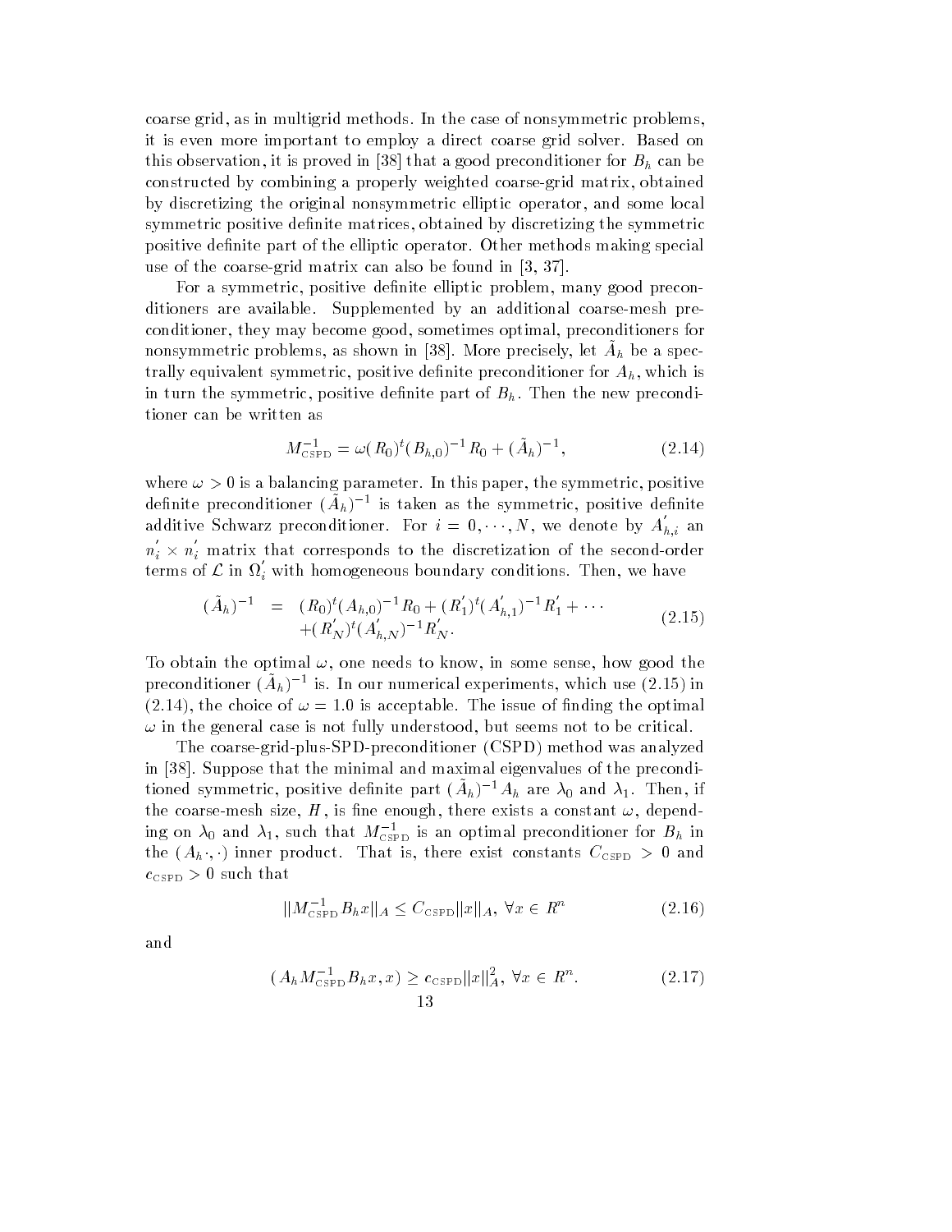coarse grid, as in multigrid methods. In the case of nonsymmetric problems, it is even more important to employ a direct coarse grid solver. Based on this observation, it is proved in [38] that a good preconditioner for $B_h$ can be constructed by combining a properly weighted coarse-grid matrix, obtained by discretizing the original nonsymmetric elliptic operator, and some local symmetric positive definite matrices, obtained by discretizing the symmetric positive definite part of the elliptic operator. Other methods making special use of the coarse-grid matrix can also be found in [3, 37].

For a symmetric, positive definite elliptic problem, many good preconditioners are available. Supplemented by an additional coarse-mesh preconditioner, they may become good, sometimes optimal, preconditioners for nonsymmetric problems, as shown in [38]. More precisely, let $\tilde{A}_h$ be a spectrally equivalent symmetric, positive definite preconditioner for $A_h$, which is in turn the symmetric, positive definite part of $B_h$. Then the new preconditioner can be written as

$$M_{\text{CSPD}}^{-1} = \omega (R_0)^t (B_{h,0})^{-1} R_0 + (\tilde{A}_h)^{-1}, \tag{2.14}$$

where $\omega > 0$ is a balancing parameter. In this paper, the symmetric, positive definite preconditioner $(\tilde{A}_h)^{-1}$ is taken as the symmetric, positive definite additive Schwarz preconditioner. For $i = 0, \cdots, N$, we denote by $A_{h,i}^{'}$ an $n_i^{'} \times n_i^{'}$ matrix that corresponds to the discretization of the second-order terms of $\mathcal{L}$ in $\Omega_i^{'}$ with homogeneous boundary conditions. Then, we have

$$\begin{aligned}(\tilde{A}_h)^{-1} &= (R_0)^t (A_{h,0})^{-1} R_0 + (R_1^{'})^t (A_{h,1}^{'})^{-1} R_1^{'} + \cdots \\ &\quad + (R_N^{'})^t (A_{h,N}^{'})^{-1} R_N^{'}.\end{aligned} \tag{2.15}$$

To obtain the optimal $\omega$, one needs to know, in some sense, how good the preconditioner $(\tilde{A}_h)^{-1}$ is. In our numerical experiments, which use (2.15) in (2.14), the choice of $\omega = 1.0$ is acceptable. The issue of finding the optimal $\omega$ in the general case is not fully understood, but seems not to be critical.

The coarse-grid-plus-SPD-preconditioner (CSPD) method was analyzed in [38]. Suppose that the minimal and maximal eigenvalues of the preconditioned symmetric, positive definite part $(\tilde{A}_h)^{-1} A_h$ are $\lambda_0$ and $\lambda_1$. Then, if the coarse-mesh size, $H$, is fine enough, there exists a constant $\omega$, depending on $\lambda_0$ and $\lambda_1$, such that $M_{\text{CSPD}}^{-1}$ is an optimal preconditioner for $B_h$ in the $(A_h \cdot, \cdot)$ inner product. That is, there exist constants $C_{\text{CSPD}} > 0$ and $c_{\text{CSPD}} > 0$ such that

$$\|M_{\text{CSPD}}^{-1} B_h x\|_A \leq C_{\text{CSPD}} \|x\|_A, \ \forall x \in R^n \tag{2.16}$$

and

$$(A_h M_{\text{CSPD}}^{-1} B_h x, x) \geq c_{\text{CSPD}} \|x\|_A^2, \ \forall x \in R^n. \tag{2.17}$$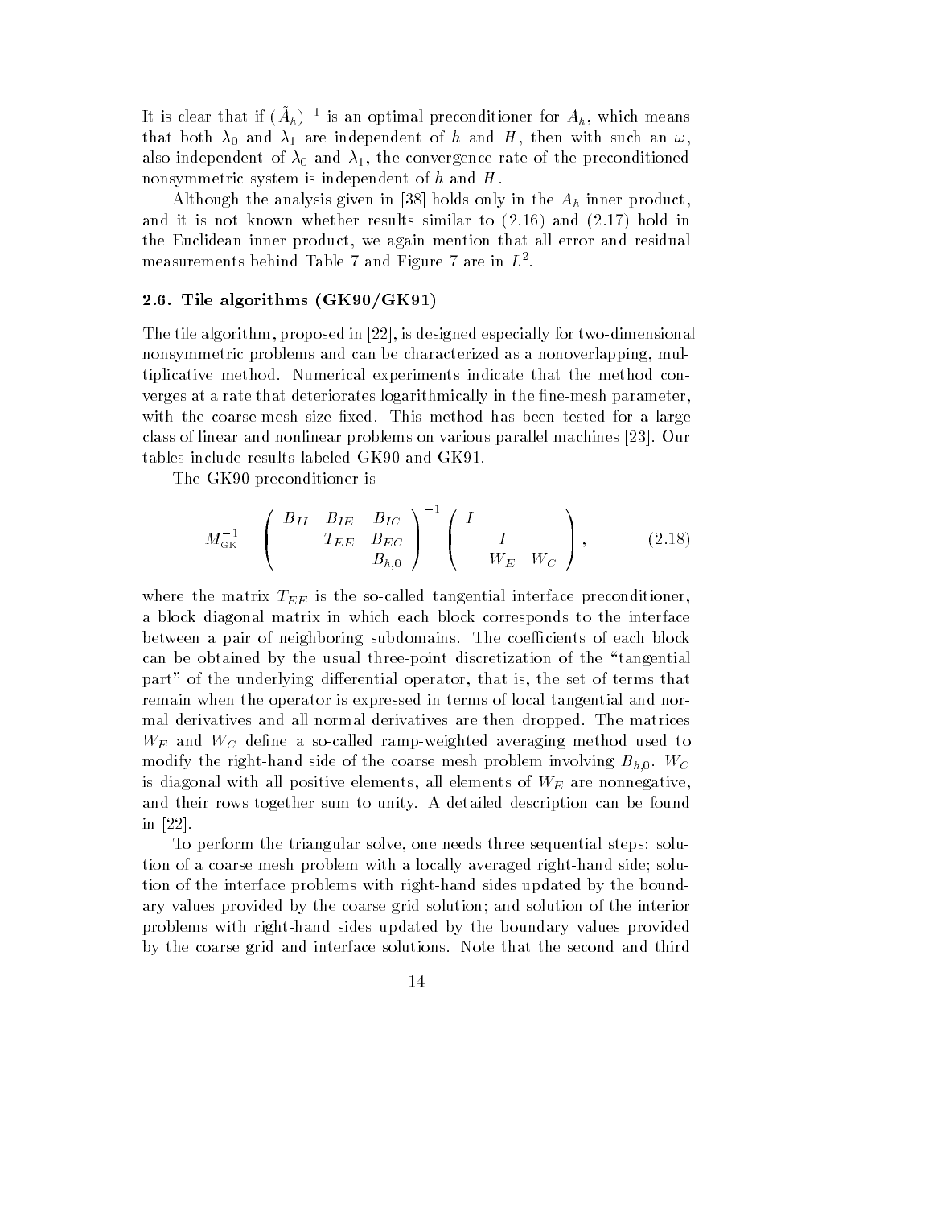It is clear that if $(\tilde{A}_h)^{-1}$ is an optimal preconditioner for $A_h$, which means that both $\lambda_0$ and $\lambda_1$ are independent of $h$ and $H$, then with such an $\omega$, also independent of $\lambda_0$ and $\lambda_1$, the convergence rate of the preconditioned nonsymmetric system is independent of $h$ and $H$.

Although the analysis given in [38] holds only in the $A_h$ inner product, and it is not known whether results similar to (2.16) and (2.17) hold in the Euclidean inner product, we again mention that all error and residual measurements behind Table 7 and Figure 7 are in $L^2$.

### 2.6. Tile algorithms (GK90/GK91)

The tile algorithm, proposed in [22], is designed especially for two-dimensional nonsymmetric problems and can be characterized as a nonoverlapping, multiplicative method. Numerical experiments indicate that the method converges at a rate that deteriorates logarithmically in the fine-mesh parameter, with the coarse-mesh size fixed. This method has been tested for a large class of linear and nonlinear problems on various parallel machines [23]. Our tables include results labeled GK90 and GK91.

The GK90 preconditioner is

$$M_{\mathrm{GK}}^{-1} = \begin{pmatrix} B_{II} & B_{IE} & B_{IC} \\ & T_{EE} & B_{EC} \\ & & B_{h,0} \end{pmatrix}^{-1} \begin{pmatrix} I & & \\ & I & \\ & W_E & W_C \end{pmatrix}, \tag{2.18}$$

where the matrix $T_{EE}$ is the so-called tangential interface preconditioner, a block diagonal matrix in which each block corresponds to the interface between a pair of neighboring subdomains. The coefficients of each block can be obtained by the usual three-point discretization of the "tangential part" of the underlying differential operator, that is, the set of terms that remain when the operator is expressed in terms of local tangential and normal derivatives and all normal derivatives are then dropped. The matrices $W_E$ and $W_C$ define a so-called ramp-weighted averaging method used to modify the right-hand side of the coarse mesh problem involving $B_{h,0}$. $W_C$ is diagonal with all positive elements, all elements of $W_E$ are nonnegative, and their rows together sum to unity. A detailed description can be found in [22].

To perform the triangular solve, one needs three sequential steps: solution of a coarse mesh problem with a locally averaged right-hand side; solution of the interface problems with right-hand sides updated by the boundary values provided by the coarse grid solution; and solution of the interior problems with right-hand sides updated by the boundary values provided by the coarse grid and interface solutions. Note that the second and third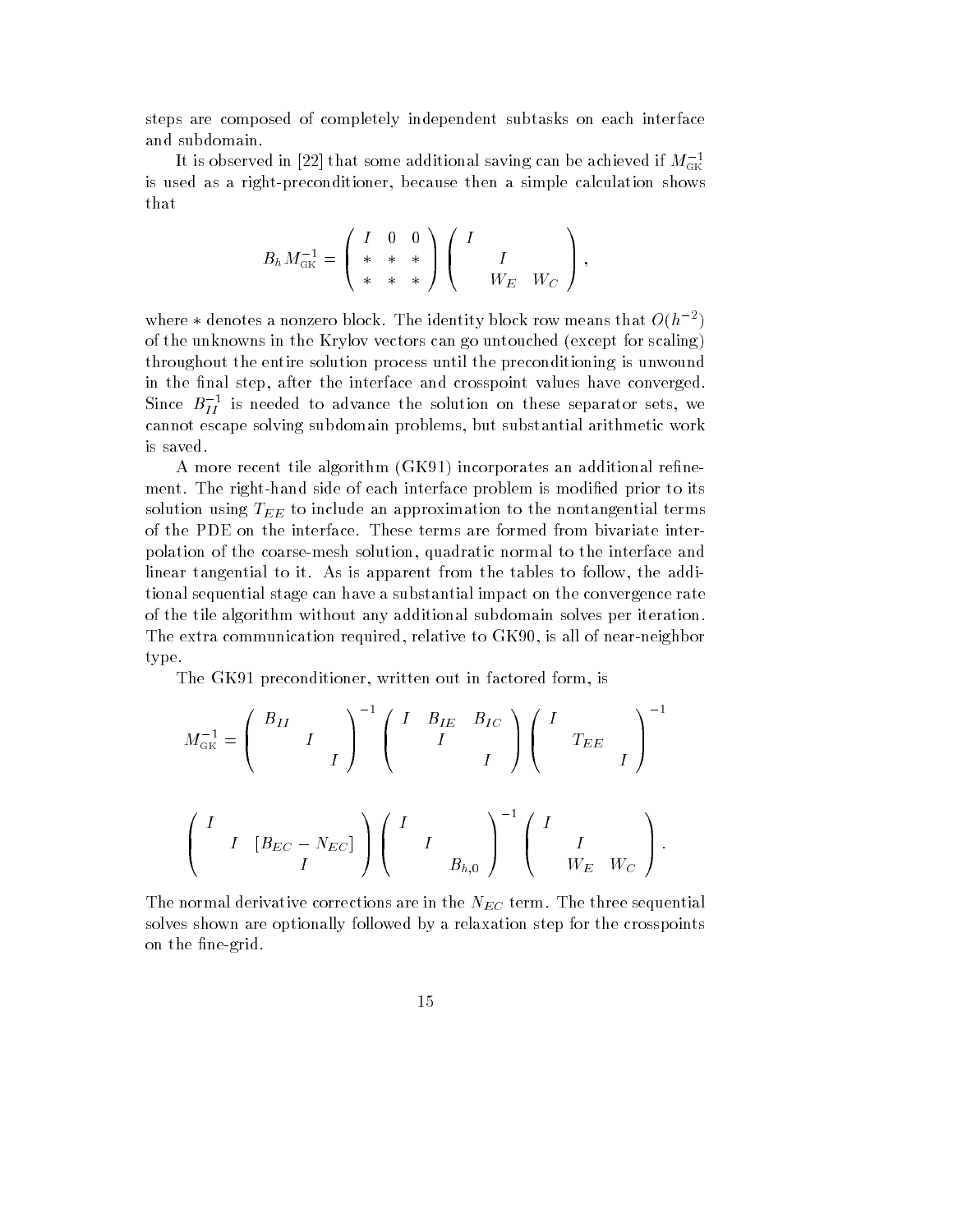steps are composed of completely independent subtasks on each interface and subdomain.

It is observed in [22] that some additional saving can be achieved if $M_{\rm GK}^{-1}$ is used as a right-preconditioner, because then a simple calculation shows that

$$B_h M_{\rm GK}^{-1} = \begin{pmatrix} I & 0 & 0 \\ * & * & * \\ * & * & * \end{pmatrix} \begin{pmatrix} I & & \\ & I & \\ & W_E & W_C \end{pmatrix},$$

where $*$ denotes a nonzero block. The identity block row means that $O(h^{-2})$ of the unknowns in the Krylov vectors can go untouched (except for scaling) throughout the entire solution process until the preconditioning is unwound in the final step, after the interface and crosspoint values have converged. Since $B_{II}^{-1}$ is needed to advance the solution on these separator sets, we cannot escape solving subdomain problems, but substantial arithmetic work is saved.

A more recent tile algorithm (GK91) incorporates an additional refinement. The right-hand side of each interface problem is modified prior to its solution using $T_{EE}$ to include an approximation to the nontangential terms of the PDE on the interface. These terms are formed from bivariate interpolation of the coarse-mesh solution, quadratic normal to the interface and linear tangential to it. As is apparent from the tables to follow, the additional sequential stage can have a substantial impact on the convergence rate of the tile algorithm without any additional subdomain solves per iteration. The extra communication required, relative to GK90, is all of near-neighbor type.

The GK91 preconditioner, written out in factored form, is

$$M_{\rm GK}^{-1} = \begin{pmatrix} B_{II} & & \\ & I & \\ & & I \end{pmatrix}^{-1} \begin{pmatrix} I & B_{IE} & B_{IC} \\ & I & \\ & & I \end{pmatrix} \begin{pmatrix} I & & \\ & T_{EE} & \\ & & I \end{pmatrix}^{-1}$$

$$\begin{pmatrix} I & & \\ & I & [B_{EC} - N_{EC}] \\ & & I \end{pmatrix} \begin{pmatrix} I & & \\ & I & \\ & & B_{h,0} \end{pmatrix}^{-1} \begin{pmatrix} I & & \\ & I & \\ & W_E & W_C \end{pmatrix}.$$

The normal derivative corrections are in the $N_{EC}$ term. The three sequential solves shown are optionally followed by a relaxation step for the crosspoints on the fine-grid.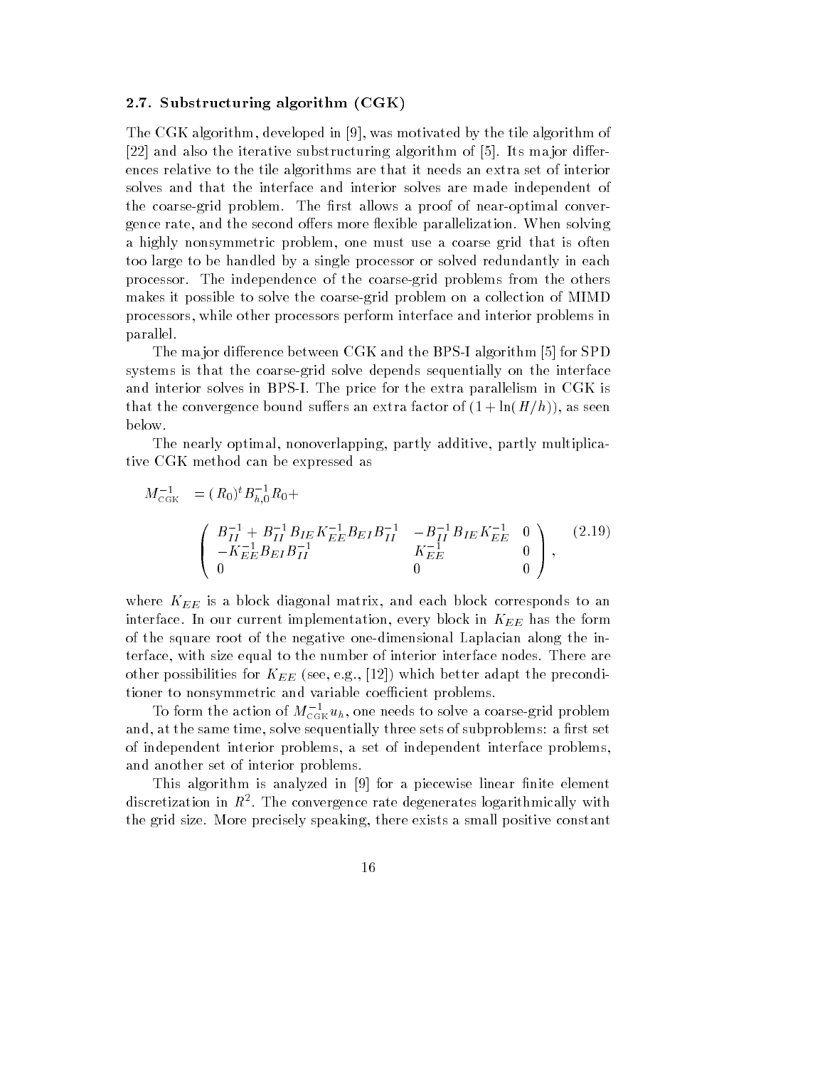### 2.7. Substructuring algorithm (CGK)

The CGK algorithm, developed in [9], was motivated by the tile algorithm of [22] and also the iterative substructuring algorithm of [5]. Its major differences relative to the tile algorithms are that it needs an extra set of interior solves and that the interface and interior solves are made independent of the coarse-grid problem. The first allows a proof of near-optimal convergence rate, and the second offers more flexible parallelization. When solving a highly nonsymmetric problem, one must use a coarse grid that is often too large to be handled by a single processor or solved redundantly in each processor. The independence of the coarse-grid problems from the others makes it possible to solve the coarse-grid problem on a collection of MIMD processors, while other processors perform interface and interior problems in parallel.

The major difference between CGK and the BPS-I algorithm [5] for SPD systems is that the coarse-grid solve depends sequentially on the interface and interior solves in BPS-I. The price for the extra parallelism in CGK is that the convergence bound suffers an extra factor of $(1 + \ln(H/h))$, as seen below.

The nearly optimal, nonoverlapping, partly additive, partly multiplicative CGK method can be expressed as

$$
\begin{aligned}
M_{\text{CGK}}^{-1} \quad &= (R_0)^t B_{h,0}^{-1} R_0 + \\
&\begin{pmatrix} B_{II}^{-1} + B_{II}^{-1} B_{IE} K_{EE}^{-1} B_{EI} B_{II}^{-1} & -B_{II}^{-1} B_{IE} K_{EE}^{-1} & 0 \\ -K_{EE}^{-1} B_{EI} B_{II}^{-1} & K_{EE}^{-1} & 0 \\ 0 & 0 & 0 \end{pmatrix},
\end{aligned}
\tag{2.19}
$$

where $K_{EE}$ is a block diagonal matrix, and each block corresponds to an interface. In our current implementation, every block in $K_{EE}$ has the form of the square root of the negative one-dimensional Laplacian along the interface, with size equal to the number of interior interface nodes. There are other possibilities for $K_{EE}$ (see, e.g., [12]) which better adapt the preconditioner to nonsymmetric and variable coefficient problems.

To form the action of $M_{\text{CGK}}^{-1} u_h$, one needs to solve a coarse-grid problem and, at the same time, solve sequentially three sets of subproblems: a first set of independent interior problems, a set of independent interface problems, and another set of interior problems.

This algorithm is analyzed in [9] for a piecewise linear finite element discretization in $R^2$. The convergence rate degenerates logarithmically with the grid size. More precisely speaking, there exists a small positive constant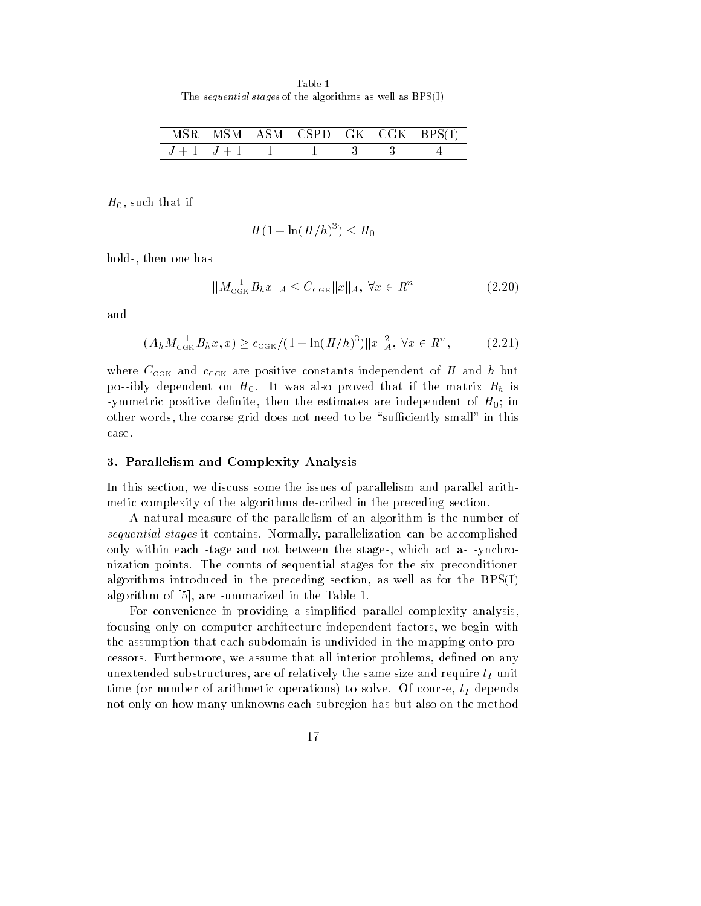Table 1
The *sequential stages* of the algorithms as well as BPS(I)

| MSR | MSM | ASM | CSPD | GK | CGK | BPS(I) |
|---|---|---|---|---|---|---|
| $J+1$ | $J+1$ | 1 | 1 | 3 | 3 | 4 |

$H_0$, such that if

$$H(1+\ln(H/h)^3) \le H_0$$

holds, then one has

$$\|M_{\rm CGK}^{-1} B_h x\|_A \le C_{\rm CGK} \|x\|_A, \; \forall x \in R^n \tag{2.20}$$

and

$$(A_h M_{\rm CGK}^{-1} B_h x, x) \ge c_{\rm CGK}/(1+\ln(H/h)^3) \|x\|_A^2, \; \forall x \in R^n, \tag{2.21}$$

where $C_{\rm CGK}$ and $c_{\rm CGK}$ are positive constants independent of $H$ and $h$ but possibly dependent on $H_0$. It was also proved that if the matrix $B_h$ is symmetric positive definite, then the estimates are independent of $H_0$; in other words, the coarse grid does not need to be "sufficiently small" in this case.

## 3. Parallelism and Complexity Analysis

In this section, we discuss some the issues of parallelism and parallel arithmetic complexity of the algorithms described in the preceding section.

A natural measure of the parallelism of an algorithm is the number of *sequential stages* it contains. Normally, parallelization can be accomplished only within each stage and not between the stages, which act as synchronization points. The counts of sequential stages for the six preconditioner algorithms introduced in the preceding section, as well as for the BPS(I) algorithm of [5], are summarized in the Table 1.

For convenience in providing a simplified parallel complexity analysis, focusing only on computer architecture-independent factors, we begin with the assumption that each subdomain is undivided in the mapping onto processors. Furthermore, we assume that all interior problems, defined on any unextended substructures, are of relatively the same size and require $t_I$ unit time (or number of arithmetic operations) to solve. Of course, $t_I$ depends not only on how many unknowns each subregion has but also on the method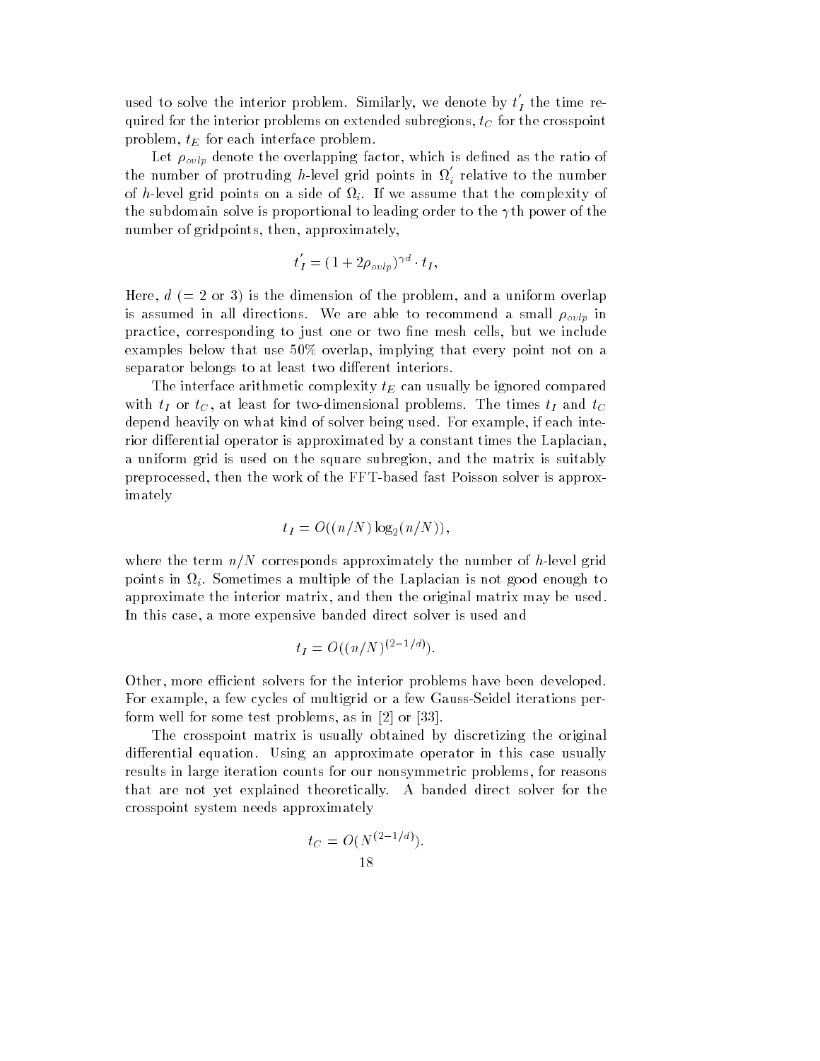used to solve the interior problem. Similarly, we denote by $t_I'$ the time required for the interior problems on extended subregions, $t_C$ for the crosspoint problem, $t_E$ for each interface problem.

Let $\rho_{ovlp}$ denote the overlapping factor, which is defined as the ratio of the number of protruding $h$-level grid points in $\Omega_i'$ relative to the number of $h$-level grid points on a side of $\Omega_i$. If we assume that the complexity of the subdomain solve is proportional to leading order to the $\gamma$th power of the number of gridpoints, then, approximately,

$$t_I' = (1 + 2\rho_{ovlp})^{\gamma d} \cdot t_I,$$

Here, $d$ (= 2 or 3) is the dimension of the problem, and a uniform overlap is assumed in all directions. We are able to recommend a small $\rho_{ovlp}$ in practice, corresponding to just one or two fine mesh cells, but we include examples below that use 50% overlap, implying that every point not on a separator belongs to at least two different interiors.

The interface arithmetic complexity $t_E$ can usually be ignored compared with $t_I$ or $t_C$, at least for two-dimensional problems. The times $t_I$ and $t_C$ depend heavily on what kind of solver being used. For example, if each interior differential operator is approximated by a constant times the Laplacian, a uniform grid is used on the square subregion, and the matrix is suitably preprocessed, then the work of the FFT-based fast Poisson solver is approximately

$$t_I = O((n/N)\log_2(n/N)),$$

where the term $n/N$ corresponds approximately the number of $h$-level grid points in $\Omega_i$. Sometimes a multiple of the Laplacian is not good enough to approximate the interior matrix, and then the original matrix may be used. In this case, a more expensive banded direct solver is used and

$$t_I = O((n/N)^{(2-1/d)}).$$

Other, more efficient solvers for the interior problems have been developed. For example, a few cycles of multigrid or a few Gauss-Seidel iterations perform well for some test problems, as in [2] or [33].

The crosspoint matrix is usually obtained by discretizing the original differential equation. Using an approximate operator in this case usually results in large iteration counts for our nonsymmetric problems, for reasons that are not yet explained theoretically. A banded direct solver for the crosspoint system needs approximately

$$t_C = O(N^{(2-1/d)}).$$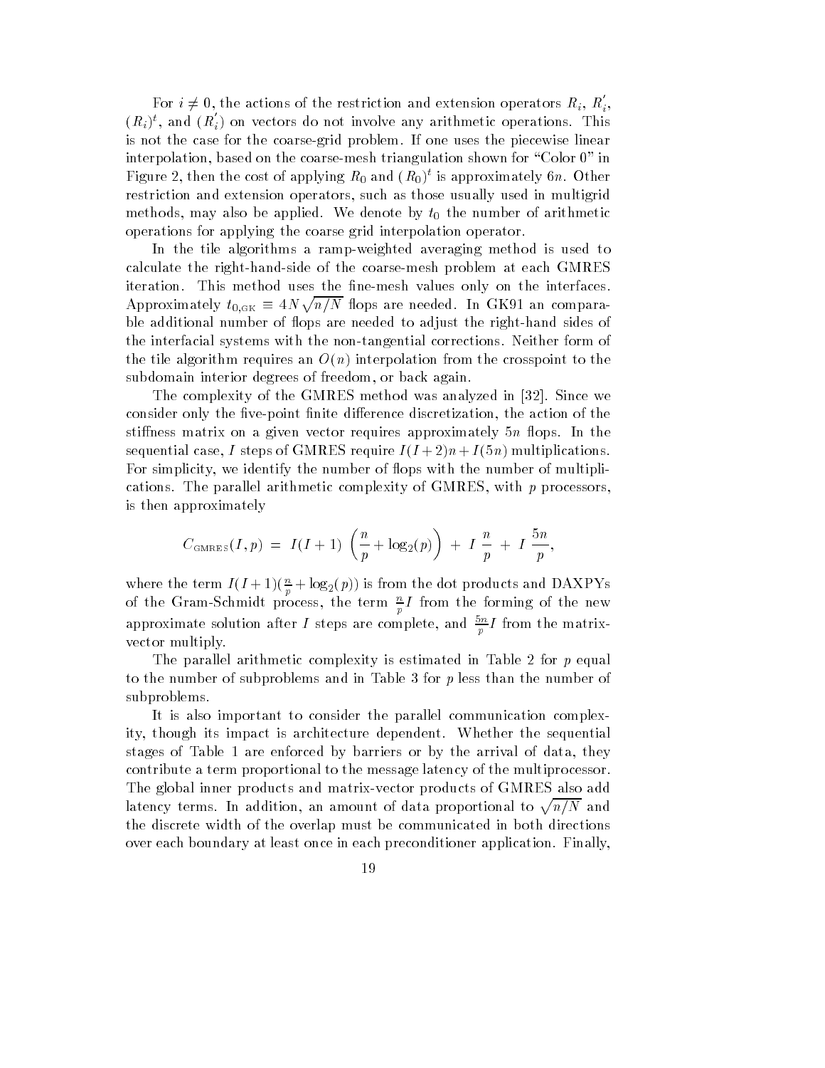For $i \neq 0$, the actions of the restriction and extension operators $R_i$, $R_i^{'}$, $(R_i)^t$, and $(R_i^{'})$ on vectors do not involve any arithmetic operations. This is not the case for the coarse-grid problem. If one uses the piecewise linear interpolation, based on the coarse-mesh triangulation shown for "Color 0" in Figure 2, then the cost of applying $R_0$ and $(R_0)^t$ is approximately $6n$. Other restriction and extension operators, such as those usually used in multigrid methods, may also be applied. We denote by $t_0$ the number of arithmetic operations for applying the coarse grid interpolation operator.

In the tile algorithms a ramp-weighted averaging method is used to calculate the right-hand-side of the coarse-mesh problem at each GMRES iteration. This method uses the fine-mesh values only on the interfaces. Approximately $t_{0,\text{GK}} \equiv 4N\sqrt{n/N}$ flops are needed. In GK91 an comparable additional number of flops are needed to adjust the right-hand sides of the interfacial systems with the non-tangential corrections. Neither form of the tile algorithm requires an $O(n)$ interpolation from the crosspoint to the subdomain interior degrees of freedom, or back again.

The complexity of the GMRES method was analyzed in [32]. Since we consider only the five-point finite difference discretization, the action of the stiffness matrix on a given vector requires approximately $5n$ flops. In the sequential case, $I$ steps of GMRES require $I(I+2)n + I(5n)$ multiplications. For simplicity, we identify the number of flops with the number of multiplications. The parallel arithmetic complexity of GMRES, with $p$ processors, is then approximately

$$C_{\text{GMRES}}(I, p) = I(I+1)\left(\frac{n}{p} + \log_2(p)\right) + I\,\frac{n}{p} + I\,\frac{5n}{p},$$

where the term $I(I+1)(\frac{n}{p} + \log_2(p))$ is from the dot products and DAXPYs of the Gram-Schmidt process, the term $\frac{n}{p}I$ from the forming of the new approximate solution after $I$ steps are complete, and $\frac{5n}{p}I$ from the matrix-vector multiply.

The parallel arithmetic complexity is estimated in Table 2 for $p$ equal to the number of subproblems and in Table 3 for $p$ less than the number of subproblems.

It is also important to consider the parallel communication complexity, though its impact is architecture dependent. Whether the sequential stages of Table 1 are enforced by barriers or by the arrival of data, they contribute a term proportional to the message latency of the multiprocessor. The global inner products and matrix-vector products of GMRES also add latency terms. In addition, an amount of data proportional to $\sqrt{n/N}$ and the discrete width of the overlap must be communicated in both directions over each boundary at least once in each preconditioner application. Finally,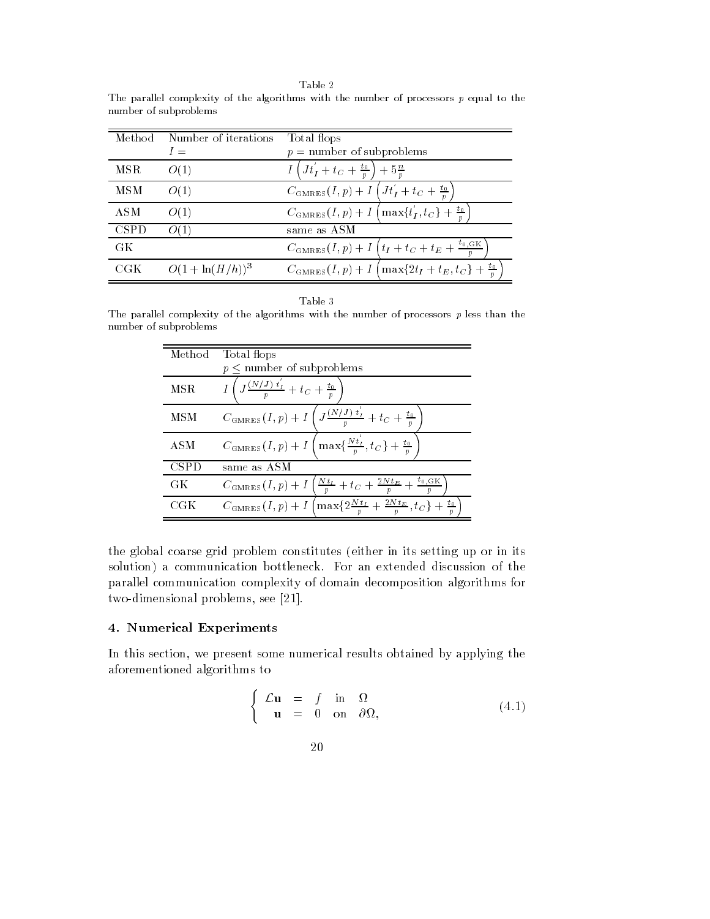Table 2
The parallel complexity of the algorithms with the number of processors $p$ equal to the number of subproblems

| Method | Number of iterations $I =$ | Total flops $p =$ number of subproblems |
|---|---|---|
| MSR | $O(1)$ | $I\left(Jt_I^{'} + t_C + \frac{t_0}{p}\right) + 5\frac{n}{p}$ |
| MSM | $O(1)$ | $C_{\text{GMRES}}(I,p) + I\left(Jt_I^{'} + t_C + \frac{t_0}{p}\right)$ |
| ASM | $O(1)$ | $C_{\text{GMRES}}(I,p) + I\left(\max\{t_I^{'}, t_C\} + \frac{t_0}{p}\right)$ |
| CSPD | $O(1)$ | same as ASM |
| GK | | $C_{\text{GMRES}}(I,p) + I\left(t_I + t_C + t_E + \frac{t_{0,\text{GK}}}{p}\right)$ |
| CGK | $O(1+\ln(H/h))^3$ | $C_{\text{GMRES}}(I,p) + I\left(\max\{2t_I + t_E, t_C\} + \frac{t_0}{p}\right)$ |

Table 3
The parallel complexity of the algorithms with the number of processors $p$ less than the number of subproblems

| Method | Total flops $p \leq$ number of subproblems |
|---|---|
| MSR | $I\left(J\frac{(N/J)\, t_I^{'}}{p} + t_C + \frac{t_0}{p}\right)$ |
| MSM | $C_{\text{GMRES}}(I,p) + I\left(J\frac{(N/J)\, t_I^{'}}{p} + t_C + \frac{t_0}{p}\right)$ |
| ASM | $C_{\text{GMRES}}(I,p) + I\left(\max\{\frac{Nt_I^{'}}{p}, t_C\} + \frac{t_0}{p}\right)$ |
| CSPD | same as ASM |
| GK | $C_{\text{GMRES}}(I,p) + I\left(\frac{Nt_I}{p} + t_C + \frac{2Nt_E}{p} + \frac{t_{0,\text{GK}}}{p}\right)$ |
| CGK | $C_{\text{GMRES}}(I,p) + I\left(\max\{2\frac{Nt_I}{p} + \frac{2Nt_E}{p}, t_C\} + \frac{t_0}{p}\right)$ |

the global coarse grid problem constitutes (either in its setting up or in its solution) a communication bottleneck. For an extended discussion of the parallel communication complexity of domain decomposition algorithms for two-dimensional problems, see [21].

## 4. Numerical Experiments

In this section, we present some numerical results obtained by applying the aforementioned algorithms to

$$\begin{cases} \mathcal{L}\mathbf{u} = f & \text{in} \quad \Omega \\ \quad \mathbf{u} = 0 & \text{on} \quad \partial\Omega, \end{cases} \tag{4.1}$$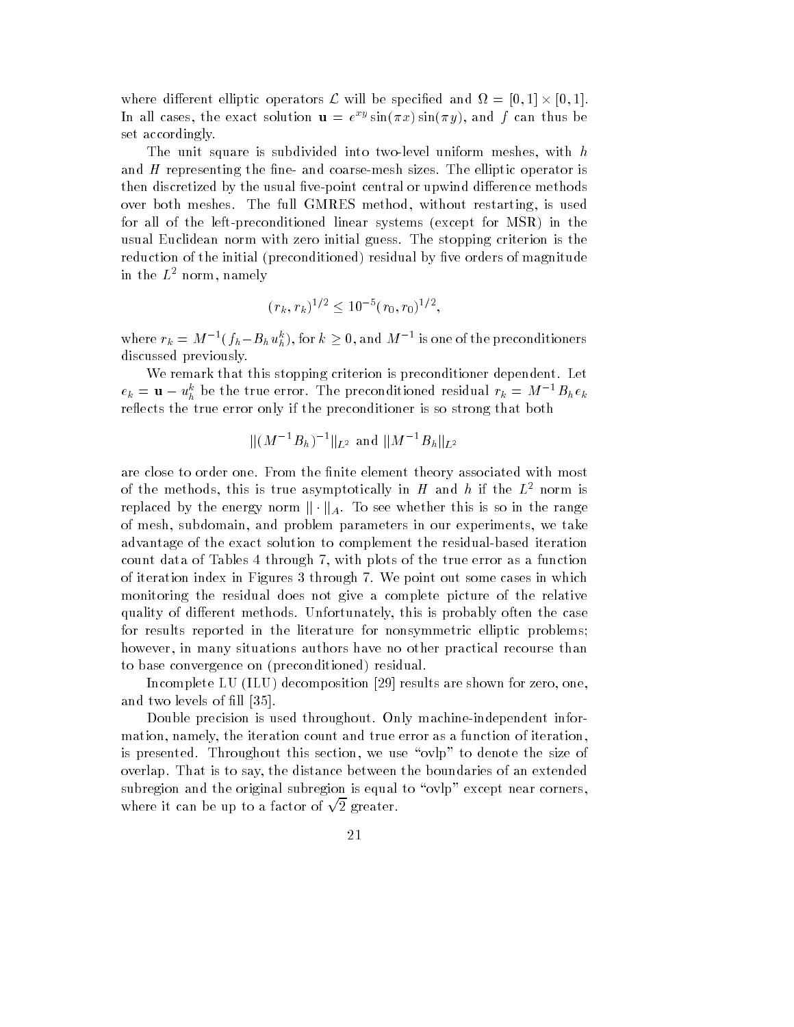where different elliptic operators $\mathcal{L}$ will be specified and $\Omega = [0,1] \times [0,1]$. In all cases, the exact solution $\mathbf{u} = e^{xy}\sin(\pi x)\sin(\pi y)$, and $f$ can thus be set accordingly.

The unit square is subdivided into two-level uniform meshes, with $h$ and $H$ representing the fine- and coarse-mesh sizes. The elliptic operator is then discretized by the usual five-point central or upwind difference methods over both meshes. The full GMRES method, without restarting, is used for all of the left-preconditioned linear systems (except for MSR) in the usual Euclidean norm with zero initial guess. The stopping criterion is the reduction of the initial (preconditioned) residual by five orders of magnitude in the $L^2$ norm, namely

$$(r_k, r_k)^{1/2} \leq 10^{-5}(r_0, r_0)^{1/2},$$

where $r_k = M^{-1}(f_h - B_h u_h^k)$, for $k \geq 0$, and $M^{-1}$ is one of the preconditioners discussed previously.

We remark that this stopping criterion is preconditioner dependent. Let $e_k = \mathbf{u} - u_h^k$ be the true error. The preconditioned residual $r_k = M^{-1}B_h e_k$ reflects the true error only if the preconditioner is so strong that both

$$\|(M^{-1}B_h)^{-1}\|_{L^2} \text{ and } \|M^{-1}B_h\|_{L^2}$$

are close to order one. From the finite element theory associated with most of the methods, this is true asymptotically in $H$ and $h$ if the $L^2$ norm is replaced by the energy norm $\|\cdot\|_A$. To see whether this is so in the range of mesh, subdomain, and problem parameters in our experiments, we take advantage of the exact solution to complement the residual-based iteration count data of Tables 4 through 7, with plots of the true error as a function of iteration index in Figures 3 through 7. We point out some cases in which monitoring the residual does not give a complete picture of the relative quality of different methods. Unfortunately, this is probably often the case for results reported in the literature for nonsymmetric elliptic problems; however, in many situations authors have no other practical recourse than to base convergence on (preconditioned) residual.

Incomplete LU (ILU) decomposition [29] results are shown for zero, one, and two levels of fill [35].

Double precision is used throughout. Only machine-independent information, namely, the iteration count and true error as a function of iteration, is presented. Throughout this section, we use "ovlp" to denote the size of overlap. That is to say, the distance between the boundaries of an extended subregion and the original subregion is equal to "ovlp" except near corners, where it can be up to a factor of $\sqrt{2}$ greater.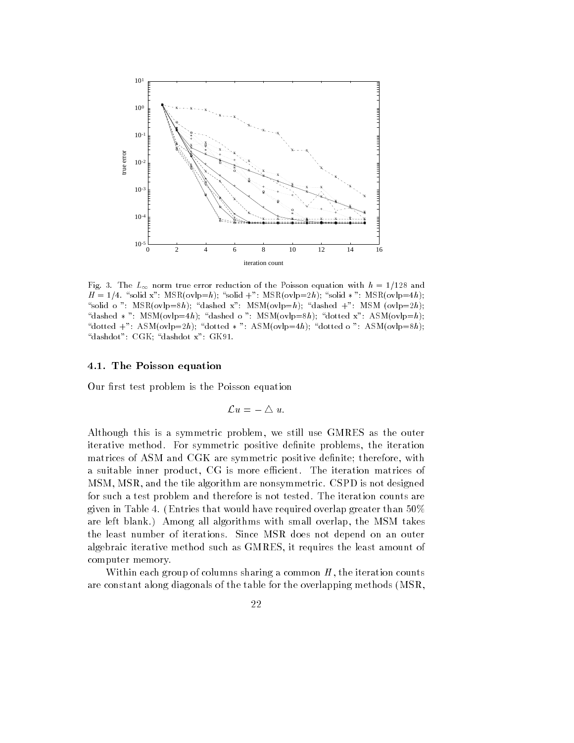Fig. 3. The $L_\infty$ norm true error reduction of the Poisson equation with $h = 1/128$ and $H = 1/4$. "solid x": MSR(ovlp=$h$); "solid +": MSR(ovlp=$2h$); "solid $*$": MSR(ovlp=$4h$); "solid o": MSR(ovlp=$8h$); "dashed x": MSM(ovlp=$h$); "dashed +": MSM (ovlp=$2h$); "dashed $*$": MSM(ovlp=$4h$); "dashed o": MSM(ovlp=$8h$); "dotted x": ASM(ovlp=$h$); "dotted +": ASM(ovlp=$2h$); "dotted $*$": ASM(ovlp=$4h$); "dotted o": ASM(ovlp=$8h$); "dashdot": CGK; "dashdot x": GK91.

### 4.1. The Poisson equation

Our first test problem is the Poisson equation

$$\mathcal{L}u = -\triangle u.$$

Although this is a symmetric problem, we still use GMRES as the outer iterative method. For symmetric positive definite problems, the iteration matrices of ASM and CGK are symmetric positive definite; therefore, with a suitable inner product, CG is more efficient. The iteration matrices of MSM, MSR, and the tile algorithm are nonsymmetric. CSPD is not designed for such a test problem and therefore is not tested. The iteration counts are given in Table 4. (Entries that would have required overlap greater than 50% are left blank.) Among all algorithms with small overlap, the MSM takes the least number of iterations. Since MSR does not depend on an outer algebraic iterative method such as GMRES, it requires the least amount of computer memory.

Within each group of columns sharing a common $H$, the iteration counts are constant along diagonals of the table for the overlapping methods (MSR,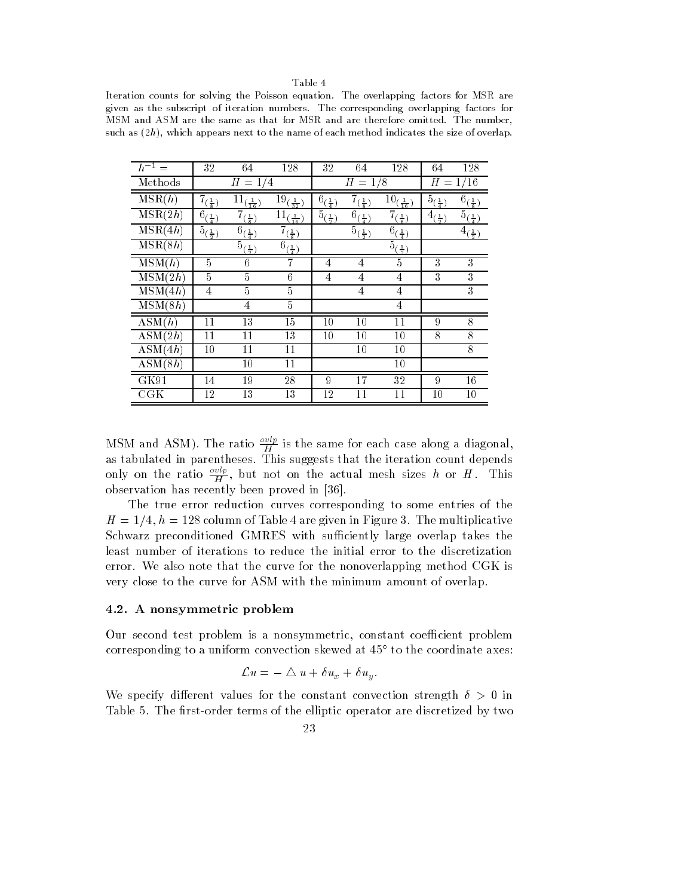Table 4

Iteration counts for solving the Poisson equation. The overlapping factors for MSR are given as the subscript of iteration numbers. The corresponding overlapping factors for MSM and ASM are the same as that for MSR and are therefore omitted. The number, such as $(2h)$, which appears next to the name of each method indicates the size of overlap.

| $h^{-1} =$ | 32 | 64 | 128 | 32 | 64 | 128 | 64 | 128 |
|---|---|---|---|---|---|---|---|---|
| Methods | $H = 1/4$ | | | $H = 1/8$ | | | $H = 1/16$ | |
| MSR$(h)$ | $7_{(\frac{1}{8})}$ | $11_{(\frac{1}{16})}$ | $19_{(\frac{1}{32})}$ | $6_{(\frac{1}{4})}$ | $7_{(\frac{1}{8})}$ | $10_{(\frac{1}{16})}$ | $5_{(\frac{1}{4})}$ | $6_{(\frac{1}{8})}$ |
| MSR$(2h)$ | $6_{(\frac{1}{4})}$ | $7_{(\frac{1}{8})}$ | $11_{(\frac{1}{16})}$ | $5_{(\frac{1}{2})}$ | $6_{(\frac{1}{4})}$ | $7_{(\frac{1}{8})}$ | $4_{(\frac{1}{2})}$ | $5_{(\frac{1}{4})}$ |
| MSR$(4h)$ | $5_{(\frac{1}{2})}$ | $6_{(\frac{1}{4})}$ | $7_{(\frac{1}{8})}$ | | $5_{(\frac{1}{2})}$ | $6_{(\frac{1}{4})}$ | | $4_{(\frac{1}{2})}$ |
| MSR$(8h)$ | | $5_{(\frac{1}{2})}$ | $6_{(\frac{1}{4})}$ | | | $5_{(\frac{1}{2})}$ | | |
| MSM$(h)$ | 5 | 6 | 7 | 4 | 4 | 5 | 3 | 3 |
| MSM$(2h)$ | 5 | 5 | 6 | 4 | 4 | 4 | 3 | 3 |
| MSM$(4h)$ | 4 | 5 | 5 | | 4 | 4 | | 3 |
| MSM$(8h)$ | | 4 | 5 | | | 4 | | |
| ASM$(h)$ | 11 | 13 | 15 | 10 | 10 | 11 | 9 | 8 |
| ASM$(2h)$ | 11 | 11 | 13 | 10 | 10 | 10 | 8 | 8 |
| ASM$(4h)$ | 10 | 11 | 11 | | 10 | 10 | | 8 |
| ASM$(8h)$ | | 10 | 11 | | | 10 | | |
| GK91 | 14 | 19 | 28 | 9 | 17 | 32 | 9 | 16 |
| CGK | 12 | 13 | 13 | 12 | 11 | 11 | 10 | 10 |

MSM and ASM). The ratio $\frac{ovlp}{H}$ is the same for each case along a diagonal, as tabulated in parentheses. This suggests that the iteration count depends only on the ratio $\frac{ovlp}{H}$, but not on the actual mesh sizes $h$ or $H$. This observation has recently been proved in [36].

The true error reduction curves corresponding to some entries of the $H = 1/4, h = 128$ column of Table 4 are given in Figure 3. The multiplicative Schwarz preconditioned GMRES with sufficiently large overlap takes the least number of iterations to reduce the initial error to the discretization error. We also note that the curve for the nonoverlapping method CGK is very close to the curve for ASM with the minimum amount of overlap.

### 4.2. A nonsymmetric problem

Our second test problem is a nonsymmetric, constant coefficient problem corresponding to a uniform convection skewed at 45° to the coordinate axes:

$$\mathcal{L}u = - \triangle\, u + \delta u_x + \delta u_y.$$

We specify different values for the constant convection strength $\delta > 0$ in Table 5. The first-order terms of the elliptic operator are discretized by two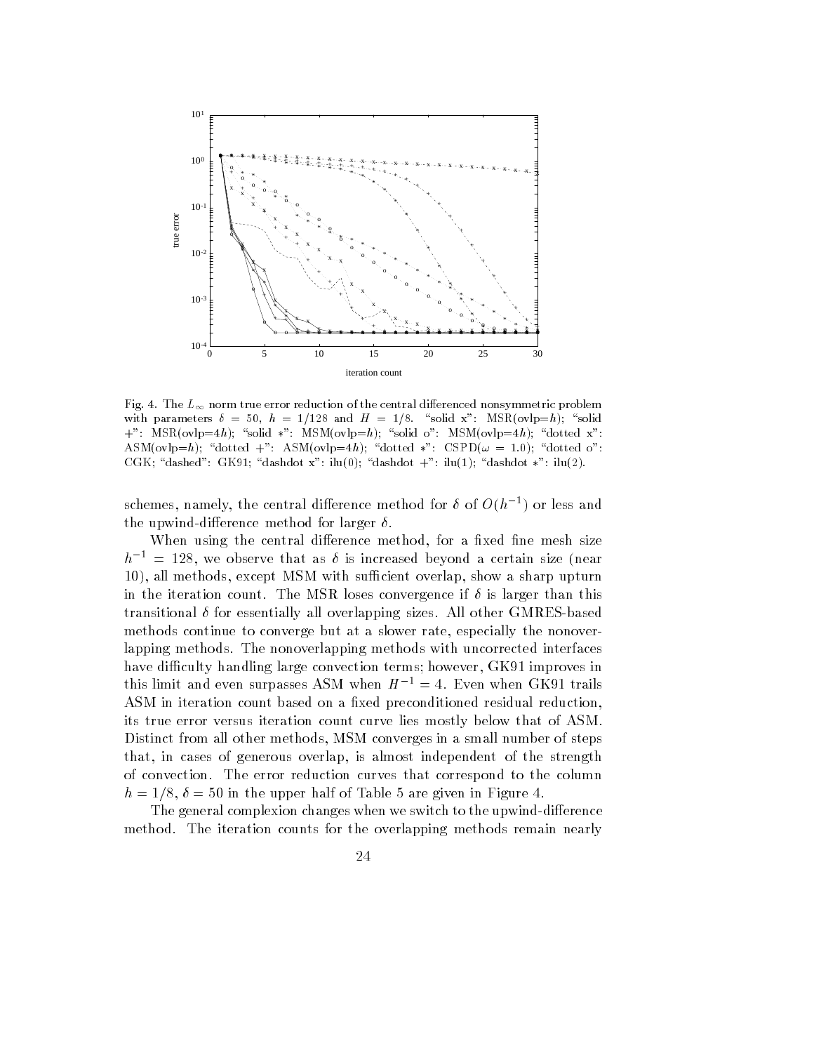Fig. 4. The $L_\infty$ norm true error reduction of the central differenced nonsymmetric problem with parameters $\delta = 50$, $h = 1/128$ and $H = 1/8$. "solid x": MSR(ovlp=$h$); "solid +": MSR(ovlp=$4h$); "solid $*$": MSM(ovlp=$h$); "solid o": MSM(ovlp=$4h$); "dotted x": ASM(ovlp=$h$); "dotted +": ASM(ovlp=$4h$); "dotted $*$": CSPD($\omega = 1.0$); "dotted o": CGK; "dashed": GK91; "dashdot x": ilu(0); "dashdot +": ilu(1); "dashdot $*$": ilu(2).

schemes, namely, the central difference method for $\delta$ of $O(h^{-1})$ or less and the upwind-difference method for larger $\delta$.

When using the central difference method, for a fixed fine mesh size $h^{-1} = 128$, we observe that as $\delta$ is increased beyond a certain size (near 10), all methods, except MSM with sufficient overlap, show a sharp upturn in the iteration count. The MSR loses convergence if $\delta$ is larger than this transitional $\delta$ for essentially all overlapping sizes. All other GMRES-based methods continue to converge but at a slower rate, especially the nonoverlapping methods. The nonoverlapping methods with uncorrected interfaces have difficulty handling large convection terms; however, GK91 improves in this limit and even surpasses ASM when $H^{-1} = 4$. Even when GK91 trails ASM in iteration count based on a fixed preconditioned residual reduction, its true error versus iteration count curve lies mostly below that of ASM. Distinct from all other methods, MSM converges in a small number of steps that, in cases of generous overlap, is almost independent of the strength of convection. The error reduction curves that correspond to the column $h = 1/8$, $\delta = 50$ in the upper half of Table 5 are given in Figure 4.

The general complexion changes when we switch to the upwind-difference method. The iteration counts for the overlapping methods remain nearly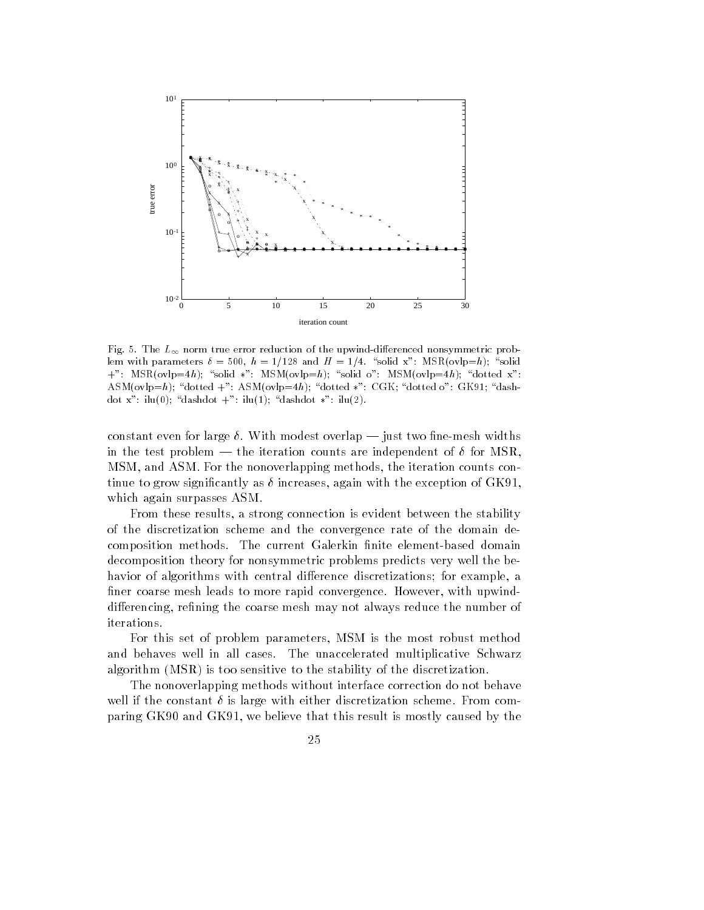Fig. 5. The $L_\infty$ norm true error reduction of the upwind-differenced nonsymmetric problem with parameters $\delta = 500$, $h = 1/128$ and $H = 1/4$. "solid x": MSR(ovlp=$h$); "solid +": MSR(ovlp=$4h$); "solid $*$": MSM(ovlp=$h$); "solid o": MSM(ovlp=$4h$); "dotted x": ASM(ovlp=$h$); "dotted +": ASM(ovlp=$4h$); "dotted $*$": CGK; "dotted o": GK91; "dash-dot x": ilu(0); "dashdot +": ilu(1); "dashdot $*$": ilu(2).

constant even for large $\delta$. With modest overlap — just two fine-mesh widths in the test problem — the iteration counts are independent of $\delta$ for MSR, MSM, and ASM. For the nonoverlapping methods, the iteration counts continue to grow significantly as $\delta$ increases, again with the exception of GK91, which again surpasses ASM.

From these results, a strong connection is evident between the stability of the discretization scheme and the convergence rate of the domain decomposition methods. The current Galerkin finite element-based domain decomposition theory for nonsymmetric problems predicts very well the behavior of algorithms with central difference discretizations; for example, a finer coarse mesh leads to more rapid convergence. However, with upwind-differencing, refining the coarse mesh may not always reduce the number of iterations.

For this set of problem parameters, MSM is the most robust method and behaves well in all cases. The unaccelerated multiplicative Schwarz algorithm (MSR) is too sensitive to the stability of the discretization.

The nonoverlapping methods without interface correction do not behave well if the constant $\delta$ is large with either discretization scheme. From comparing GK90 and GK91, we believe that this result is mostly caused by the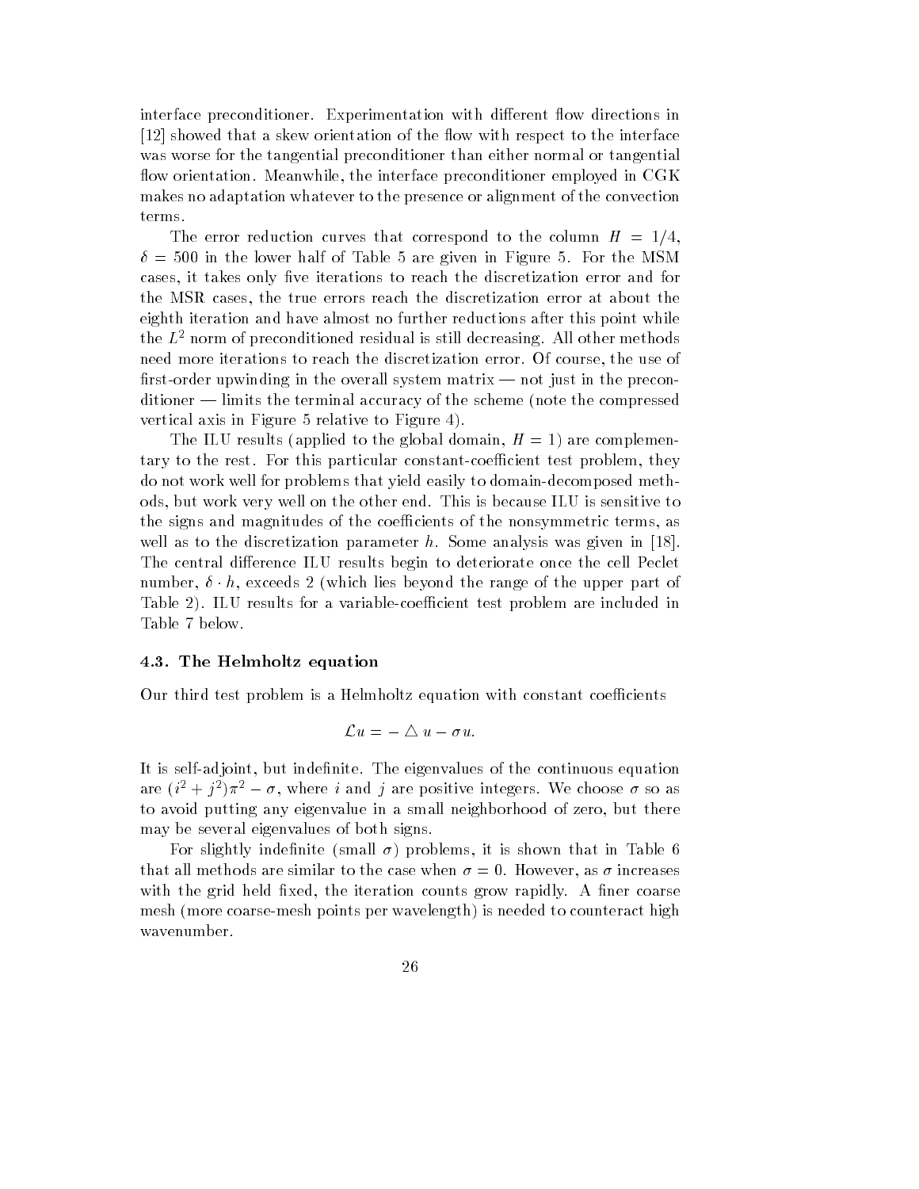interface preconditioner. Experimentation with different flow directions in [12] showed that a skew orientation of the flow with respect to the interface was worse for the tangential preconditioner than either normal or tangential flow orientation. Meanwhile, the interface preconditioner employed in CGK makes no adaptation whatever to the presence or alignment of the convection terms.

The error reduction curves that correspond to the column $H = 1/4$, $\delta = 500$ in the lower half of Table 5 are given in Figure 5. For the MSM cases, it takes only five iterations to reach the discretization error and for the MSR cases, the true errors reach the discretization error at about the eighth iteration and have almost no further reductions after this point while the $L^2$ norm of preconditioned residual is still decreasing. All other methods need more iterations to reach the discretization error. Of course, the use of first-order upwinding in the overall system matrix — not just in the preconditioner — limits the terminal accuracy of the scheme (note the compressed vertical axis in Figure 5 relative to Figure 4).

The ILU results (applied to the global domain, $H = 1$) are complementary to the rest. For this particular constant-coefficient test problem, they do not work well for problems that yield easily to domain-decomposed methods, but work very well on the other end. This is because ILU is sensitive to the signs and magnitudes of the coefficients of the nonsymmetric terms, as well as to the discretization parameter $h$. Some analysis was given in [18]. The central difference ILU results begin to deteriorate once the cell Peclet number, $\delta \cdot h$, exceeds 2 (which lies beyond the range of the upper part of Table 2). ILU results for a variable-coefficient test problem are included in Table 7 below.

### 4.3. The Helmholtz equation

Our third test problem is a Helmholtz equation with constant coefficients

$$\mathcal{L}u = - \triangle u - \sigma u.$$

It is self-adjoint, but indefinite. The eigenvalues of the continuous equation are $(i^2 + j^2)\pi^2 - \sigma$, where $i$ and $j$ are positive integers. We choose $\sigma$ so as to avoid putting any eigenvalue in a small neighborhood of zero, but there may be several eigenvalues of both signs.

For slightly indefinite (small $\sigma$) problems, it is shown that in Table 6 that all methods are similar to the case when $\sigma = 0$. However, as $\sigma$ increases with the grid held fixed, the iteration counts grow rapidly. A finer coarse mesh (more coarse-mesh points per wavelength) is needed to counteract high wavenumber.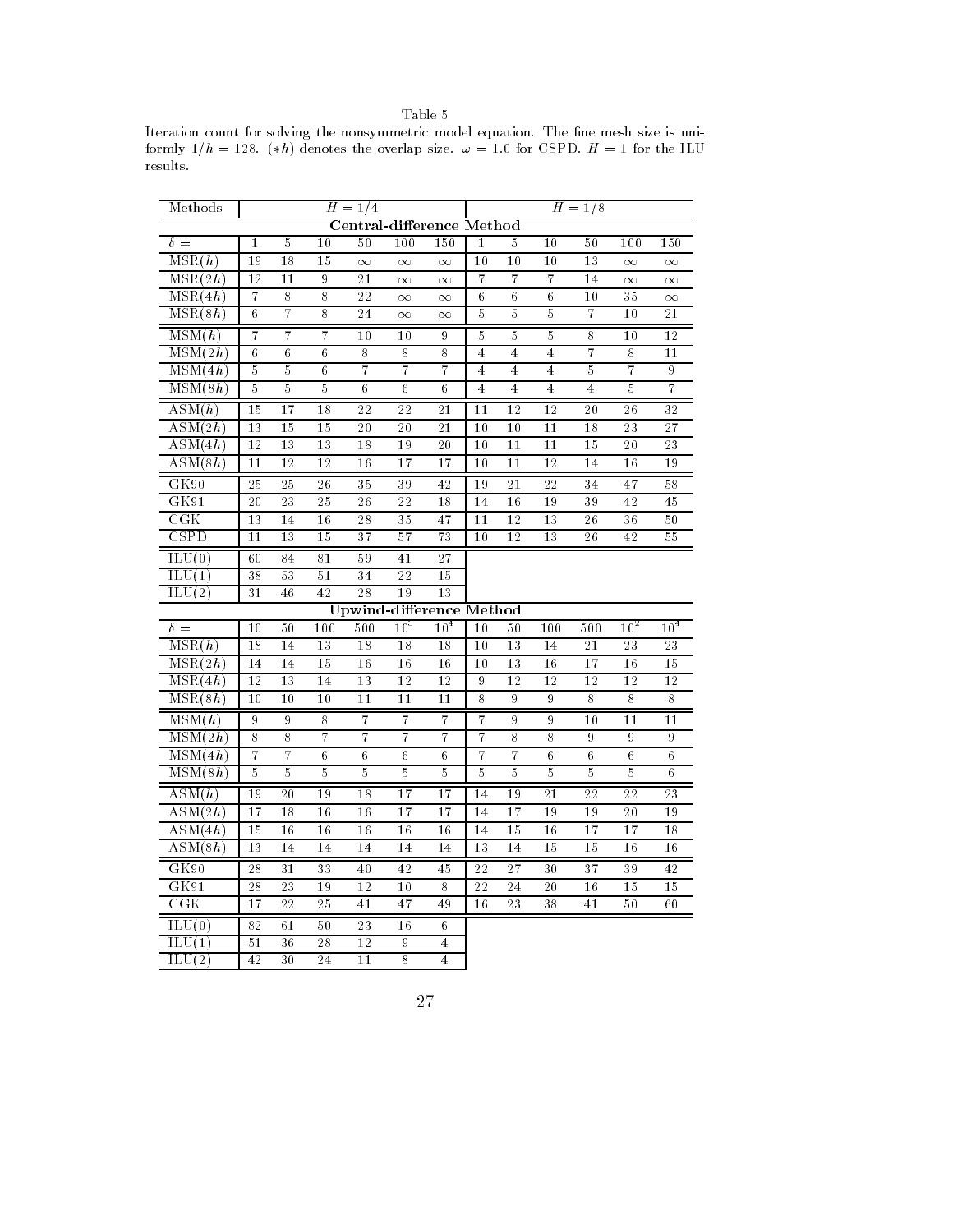Table 5
Iteration count for solving the nonsymmetric model equation. The fine mesh size is uniformly $1/h = 128$. $(*h)$ denotes the overlap size. $\omega = 1.0$ for CSPD. $H = 1$ for the ILU results.

| Methods | $H = 1/4$ | | | | | | $H = 1/8$ | | | | | |
|---|---|---|---|---|---|---|---|---|---|---|---|---|
| **Central-difference Method** | | | | | | | | | | | | |
| $\delta =$ | 1 | 5 | 10 | 50 | 100 | 150 | 1 | 5 | 10 | 50 | 100 | 150 |
| MSR($h$) | 19 | 18 | 15 | $\infty$ | $\infty$ | $\infty$ | 10 | 10 | 10 | 13 | $\infty$ | $\infty$ |
| MSR($2h$) | 12 | 11 | 9 | 21 | $\infty$ | $\infty$ | 7 | 7 | 7 | 14 | $\infty$ | $\infty$ |
| MSR($4h$) | 7 | 8 | 8 | 22 | $\infty$ | $\infty$ | 6 | 6 | 6 | 10 | 35 | $\infty$ |
| MSR($8h$) | 6 | 7 | 8 | 24 | $\infty$ | $\infty$ | 5 | 5 | 5 | 7 | 10 | 21 |
| MSM($h$) | 7 | 7 | 7 | 10 | 10 | 9 | 5 | 5 | 5 | 8 | 10 | 12 |
| MSM($2h$) | 6 | 6 | 6 | 8 | 8 | 8 | 4 | 4 | 4 | 7 | 8 | 11 |
| MSM($4h$) | 5 | 5 | 6 | 7 | 7 | 7 | 4 | 4 | 4 | 5 | 7 | 9 |
| MSM($8h$) | 5 | 5 | 5 | 6 | 6 | 6 | 4 | 4 | 4 | 4 | 5 | 7 |
| ASM($h$) | 15 | 17 | 18 | 22 | 22 | 21 | 11 | 12 | 12 | 20 | 26 | 32 |
| ASM($2h$) | 13 | 15 | 15 | 20 | 20 | 21 | 10 | 10 | 11 | 18 | 23 | 27 |
| ASM($4h$) | 12 | 13 | 13 | 18 | 19 | 20 | 10 | 11 | 11 | 15 | 20 | 23 |
| ASM($8h$) | 11 | 12 | 12 | 16 | 17 | 17 | 10 | 11 | 12 | 14 | 16 | 19 |
| GK90 | 25 | 25 | 26 | 35 | 39 | 42 | 19 | 21 | 22 | 34 | 47 | 58 |
| GK91 | 20 | 23 | 25 | 26 | 22 | 18 | 14 | 16 | 19 | 39 | 42 | 45 |
| CGK | 13 | 14 | 16 | 28 | 35 | 47 | 11 | 12 | 13 | 26 | 36 | 50 |
| CSPD | 11 | 13 | 15 | 37 | 57 | 73 | 10 | 12 | 13 | 26 | 42 | 55 |
| ILU(0) | 60 | 84 | 81 | 59 | 41 | 27 | | | | | | |
| ILU(1) | 38 | 53 | 51 | 34 | 22 | 15 | | | | | | |
| ILU(2) | 31 | 46 | 42 | 28 | 19 | 13 | | | | | | |
| **Upwind-difference Method** | | | | | | | | | | | | |
| $\delta =$ | 10 | 50 | 100 | 500 | $10^3$ | $10^4$ | 10 | 50 | 100 | 500 | $10^2$ | $10^4$ |
| MSR($h$) | 18 | 14 | 13 | 18 | 18 | 18 | 10 | 13 | 14 | 21 | 23 | 23 |
| MSR($2h$) | 14 | 14 | 15 | 16 | 16 | 16 | 10 | 13 | 16 | 17 | 16 | 15 |
| MSR($4h$) | 12 | 13 | 14 | 13 | 12 | 12 | 9 | 12 | 12 | 12 | 12 | 12 |
| MSR($8h$) | 10 | 10 | 10 | 11 | 11 | 11 | 8 | 9 | 9 | 8 | 8 | 8 |
| MSM($h$) | 9 | 9 | 8 | 7 | 7 | 7 | 7 | 9 | 9 | 10 | 11 | 11 |
| MSM($2h$) | 8 | 8 | 7 | 7 | 7 | 7 | 7 | 8 | 8 | 9 | 9 | 9 |
| MSM($4h$) | 7 | 7 | 6 | 6 | 6 | 6 | 7 | 7 | 6 | 6 | 6 | 6 |
| MSM($8h$) | 5 | 5 | 5 | 5 | 5 | 5 | 5 | 5 | 5 | 5 | 5 | 6 |
| ASM($h$) | 19 | 20 | 19 | 18 | 17 | 17 | 14 | 19 | 21 | 22 | 22 | 23 |
| ASM($2h$) | 17 | 18 | 16 | 16 | 17 | 17 | 14 | 17 | 19 | 19 | 20 | 19 |
| ASM($4h$) | 15 | 16 | 16 | 16 | 16 | 16 | 14 | 15 | 16 | 17 | 17 | 18 |
| ASM($8h$) | 13 | 14 | 14 | 14 | 14 | 14 | 13 | 14 | 15 | 15 | 16 | 16 |
| GK90 | 28 | 31 | 33 | 40 | 42 | 45 | 22 | 27 | 30 | 37 | 39 | 42 |
| GK91 | 28 | 23 | 19 | 12 | 10 | 8 | 22 | 24 | 20 | 16 | 15 | 15 |
| CGK | 17 | 22 | 25 | 41 | 47 | 49 | 16 | 23 | 38 | 41 | 50 | 60 |
| ILU(0) | 82 | 61 | 50 | 23 | 16 | 6 | | | | | | |
| ILU(1) | 51 | 36 | 28 | 12 | 9 | 4 | | | | | | |
| ILU(2) | 42 | 30 | 24 | 11 | 8 | 4 | | | | | | |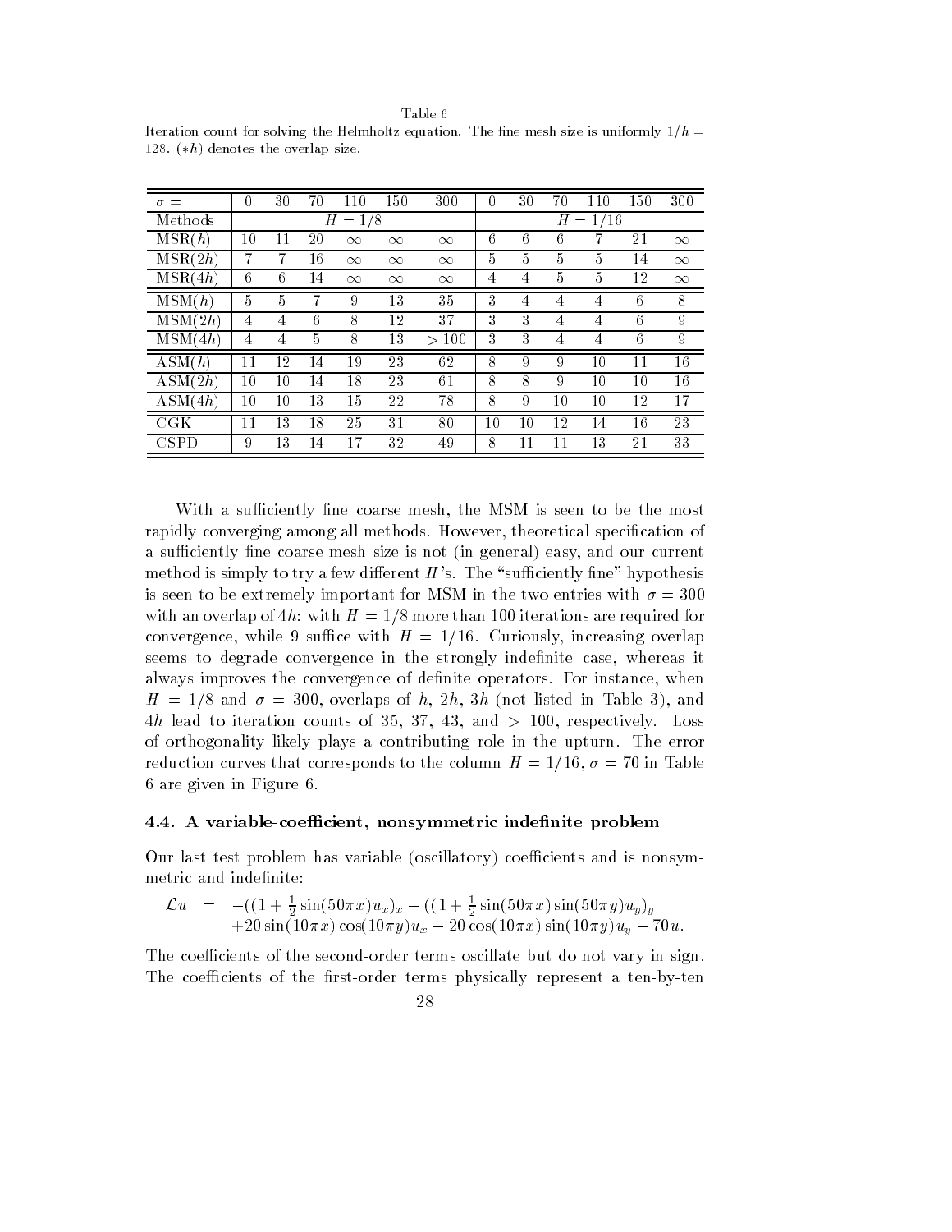Table 6
Iteration count for solving the Helmholtz equation. The fine mesh size is uniformly $1/h = 128$. $(*h)$ denotes the overlap size.

| $\sigma =$ | 0 | 30 | 70 | 110 | 150 | 300 | 0 | 30 | 70 | 110 | 150 | 300 |
|---|---|---|---|---|---|---|---|---|---|---|---|---|
| Methods | | | $H = 1/8$ | | | | | | $H = 1/16$ | | | |
| MSR($h$) | 10 | 11 | 20 | $\infty$ | $\infty$ | $\infty$ | 6 | 6 | 6 | 7 | 21 | $\infty$ |
| MSR($2h$) | 7 | 7 | 16 | $\infty$ | $\infty$ | $\infty$ | 5 | 5 | 5 | 5 | 14 | $\infty$ |
| MSR($4h$) | 6 | 6 | 14 | $\infty$ | $\infty$ | $\infty$ | 4 | 4 | 5 | 5 | 12 | $\infty$ |
| MSM($h$) | 5 | 5 | 7 | 9 | 13 | 35 | 3 | 4 | 4 | 4 | 6 | 8 |
| MSM($2h$) | 4 | 4 | 6 | 8 | 12 | 37 | 3 | 3 | 4 | 4 | 6 | 9 |
| MSM($4h$) | 4 | 4 | 5 | 8 | 13 | $> 100$ | 3 | 3 | 4 | 4 | 6 | 9 |
| ASM($h$) | 11 | 12 | 14 | 19 | 23 | 62 | 8 | 9 | 9 | 10 | 11 | 16 |
| ASM($2h$) | 10 | 10 | 14 | 18 | 23 | 61 | 8 | 8 | 9 | 10 | 10 | 16 |
| ASM($4h$) | 10 | 10 | 13 | 15 | 22 | 78 | 8 | 9 | 10 | 10 | 12 | 17 |
| CGK | 11 | 13 | 18 | 25 | 31 | 80 | 10 | 10 | 12 | 14 | 16 | 23 |
| CSPD | 9 | 13 | 14 | 17 | 32 | 49 | 8 | 11 | 11 | 13 | 21 | 33 |

With a sufficiently fine coarse mesh, the MSM is seen to be the most rapidly converging among all methods. However, theoretical specification of a sufficiently fine coarse mesh size is not (in general) easy, and our current method is simply to try a few different $H$'s. The "sufficiently fine" hypothesis is seen to be extremely important for MSM in the two entries with $\sigma = 300$ with an overlap of $4h$: with $H = 1/8$ more than 100 iterations are required for convergence, while 9 suffice with $H = 1/16$. Curiously, increasing overlap seems to degrade convergence in the strongly indefinite case, whereas it always improves the convergence of definite operators. For instance, when $H = 1/8$ and $\sigma = 300$, overlaps of $h$, $2h$, $3h$ (not listed in Table 3), and $4h$ lead to iteration counts of 35, 37, 43, and $> 100$, respectively. Loss of orthogonality likely plays a contributing role in the upturn. The error reduction curves that corresponds to the column $H = 1/16, \sigma = 70$ in Table 6 are given in Figure 6.

### 4.4. A variable-coefficient, nonsymmetric indefinite problem

Our last test problem has variable (oscillatory) coefficients and is nonsymmetric and indefinite:

$$
\begin{aligned}
\mathcal{L}u \;=\; & -((1 + \tfrac{1}{2}\sin(50\pi x)u_x)_x - ((1 + \tfrac{1}{2}\sin(50\pi x)\sin(50\pi y)u_y)_y \\
& +20\sin(10\pi x)\cos(10\pi y)u_x - 20\cos(10\pi x)\sin(10\pi y)u_y - 70u.
\end{aligned}
$$

The coefficients of the second-order terms oscillate but do not vary in sign. The coefficients of the first-order terms physically represent a ten-by-ten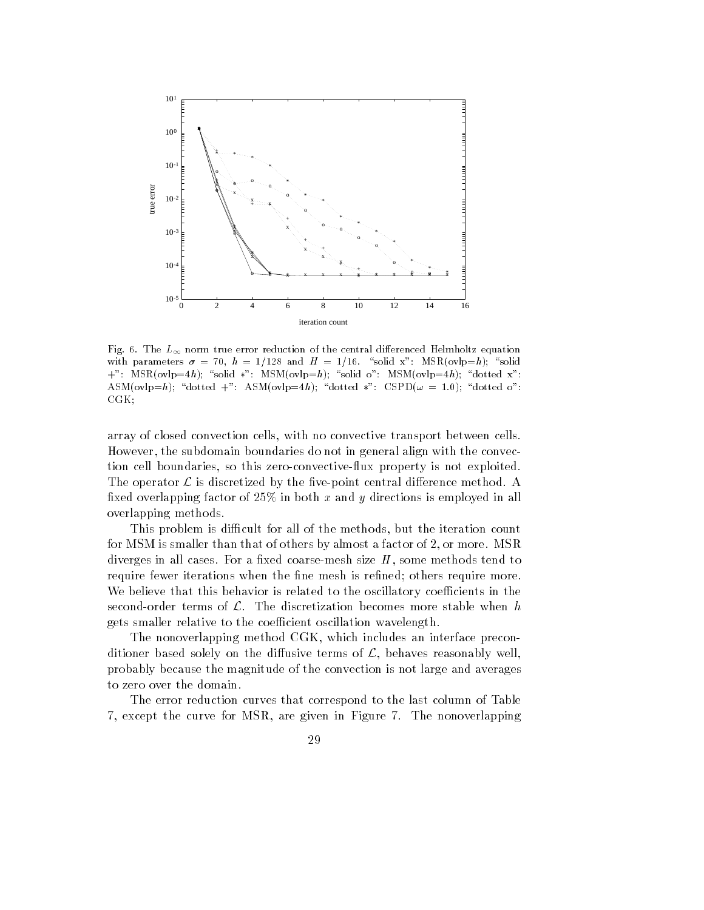Fig. 6. The $L_\infty$ norm true error reduction of the central differenced Helmholtz equation with parameters $\sigma = 70$, $h = 1/128$ and $H = 1/16$. "solid x": MSR(ovlp=$h$); "solid +": MSR(ovlp=$4h$); "solid $*$": MSM(ovlp=$h$); "solid o": MSM(ovlp=$4h$); "dotted x": ASM(ovlp=$h$); "dotted +": ASM(ovlp=$4h$); "dotted $*$": CSPD($\omega = 1.0$); "dotted o": CGK;

array of closed convection cells, with no convective transport between cells. However, the subdomain boundaries do not in general align with the convection cell boundaries, so this zero-convective-flux property is not exploited. The operator $\mathcal{L}$ is discretized by the five-point central difference method. A fixed overlapping factor of 25% in both $x$ and $y$ directions is employed in all overlapping methods.

This problem is difficult for all of the methods, but the iteration count for MSM is smaller than that of others by almost a factor of 2, or more. MSR diverges in all cases. For a fixed coarse-mesh size $H$, some methods tend to require fewer iterations when the fine mesh is refined; others require more. We believe that this behavior is related to the oscillatory coefficients in the second-order terms of $\mathcal{L}$. The discretization becomes more stable when $h$ gets smaller relative to the coefficient oscillation wavelength.

The nonoverlapping method CGK, which includes an interface preconditioner based solely on the diffusive terms of $\mathcal{L}$, behaves reasonably well, probably because the magnitude of the convection is not large and averages to zero over the domain.

The error reduction curves that correspond to the last column of Table 7, except the curve for MSR, are given in Figure 7. The nonoverlapping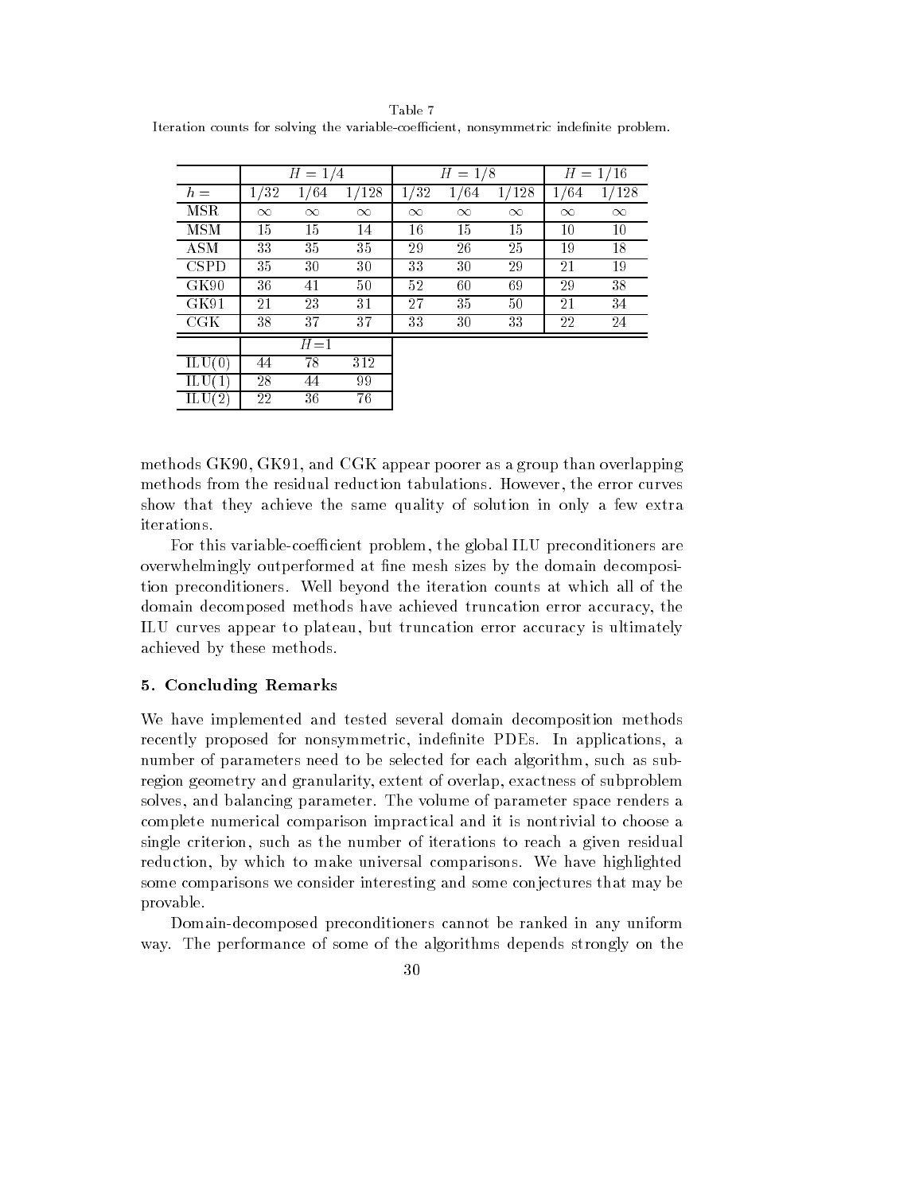Table 7
Iteration counts for solving the variable-coefficient, nonsymmetric indefinite problem.

| | $H = 1/4$ | | | $H = 1/8$ | | | $H = 1/16$ | |
|---|---|---|---|---|---|---|---|---|
| $h =$ | 1/32 | 1/64 | 1/128 | 1/32 | 1/64 | 1/128 | 1/64 | 1/128 |
| MSR | $\infty$ | $\infty$ | $\infty$ | $\infty$ | $\infty$ | $\infty$ | $\infty$ | $\infty$ |
| MSM | 15 | 15 | 14 | 16 | 15 | 15 | 10 | 10 |
| ASM | 33 | 35 | 35 | 29 | 26 | 25 | 19 | 18 |
| CSPD | 35 | 30 | 30 | 33 | 30 | 29 | 21 | 19 |
| GK90 | 36 | 41 | 50 | 52 | 60 | 69 | 29 | 38 |
| GK91 | 21 | 23 | 31 | 27 | 35 | 50 | 21 | 34 |
| CGK | 38 | 37 | 37 | 33 | 30 | 33 | 22 | 24 |
| | $H = 1$ | | | | | | | |
| ILU(0) | 44 | 78 | 312 | | | | | |
| ILU(1) | 28 | 44 | 99 | | | | | |
| ILU(2) | 22 | 36 | 76 | | | | | |

methods GK90, GK91, and CGK appear poorer as a group than overlapping methods from the residual reduction tabulations. However, the error curves show that they achieve the same quality of solution in only a few extra iterations.

For this variable-coefficient problem, the global ILU preconditioners are overwhelmingly outperformed at fine mesh sizes by the domain decomposition preconditioners. Well beyond the iteration counts at which all of the domain decomposed methods have achieved truncation error accuracy, the ILU curves appear to plateau, but truncation error accuracy is ultimately achieved by these methods.

## 5. Concluding Remarks

We have implemented and tested several domain decomposition methods recently proposed for nonsymmetric, indefinite PDEs. In applications, a number of parameters need to be selected for each algorithm, such as subregion geometry and granularity, extent of overlap, exactness of subproblem solves, and balancing parameter. The volume of parameter space renders a complete numerical comparison impractical and it is nontrivial to choose a single criterion, such as the number of iterations to reach a given residual reduction, by which to make universal comparisons. We have highlighted some comparisons we consider interesting and some conjectures that may be provable.

Domain-decomposed preconditioners cannot be ranked in any uniform way. The performance of some of the algorithms depends strongly on the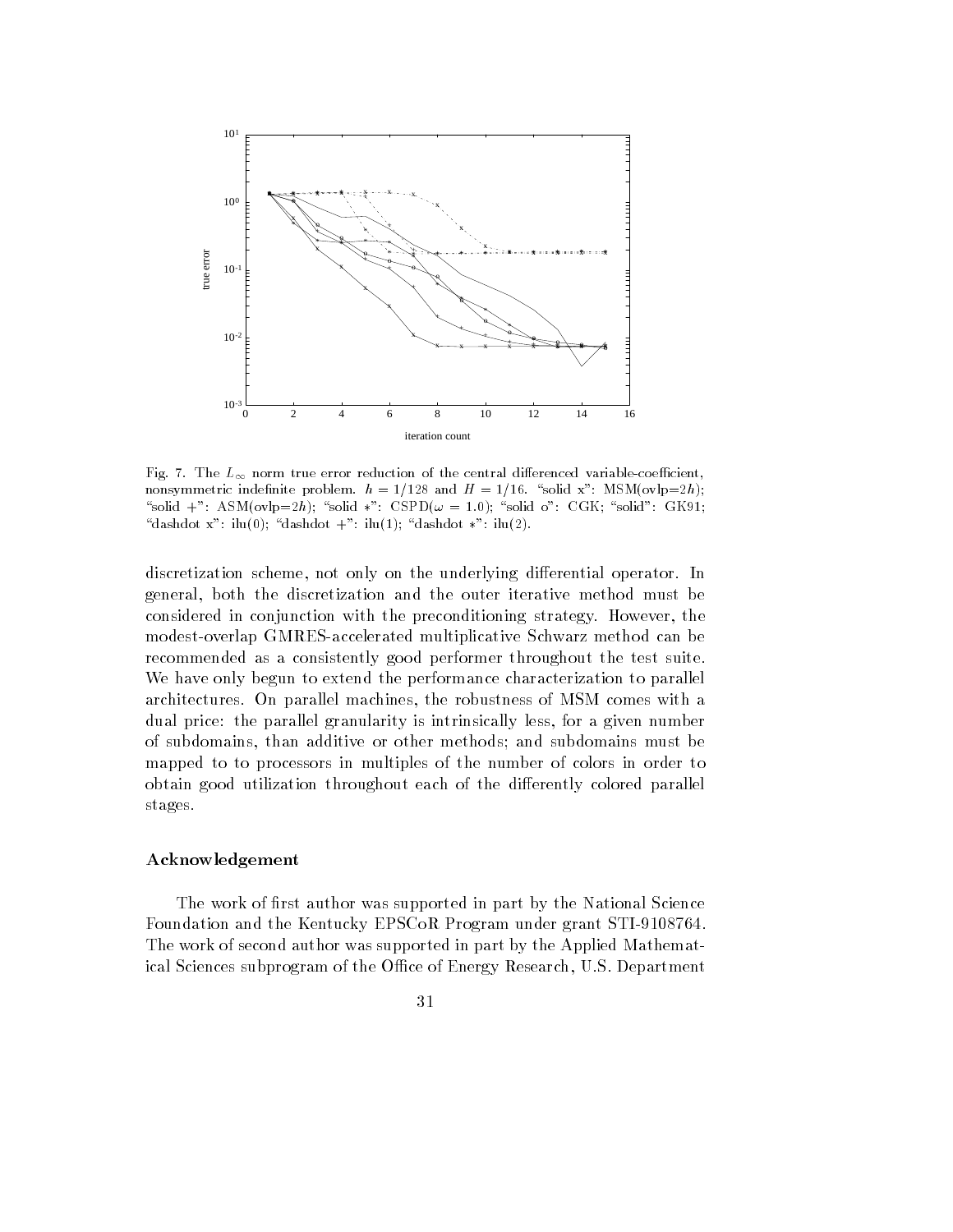Fig. 7. The $L_\infty$ norm true error reduction of the central differenced variable-coefficient, nonsymmetric indefinite problem. $h = 1/128$ and $H = 1/16$. "solid x": MSM(ovlp=$2h$); "solid +": ASM(ovlp=$2h$); "solid $*$": CSPD($\omega = 1.0$); "solid o": CGK; "solid": GK91; "dashdot x": ilu(0); "dashdot +": ilu(1); "dashdot $*$": ilu(2).

discretization scheme, not only on the underlying differential operator. In general, both the discretization and the outer iterative method must be considered in conjunction with the preconditioning strategy. However, the modest-overlap GMRES-accelerated multiplicative Schwarz method can be recommended as a consistently good performer throughout the test suite. We have only begun to extend the performance characterization to parallel architectures. On parallel machines, the robustness of MSM comes with a dual price: the parallel granularity is intrinsically less, for a given number of subdomains, than additive or other methods; and subdomains must be mapped to to processors in multiples of the number of colors in order to obtain good utilization throughout each of the differently colored parallel stages.

## Acknowledgement

The work of first author was supported in part by the National Science Foundation and the Kentucky EPSCoR Program under grant STI-9108764. The work of second author was supported in part by the Applied Mathematical Sciences subprogram of the Office of Energy Research, U.S. Department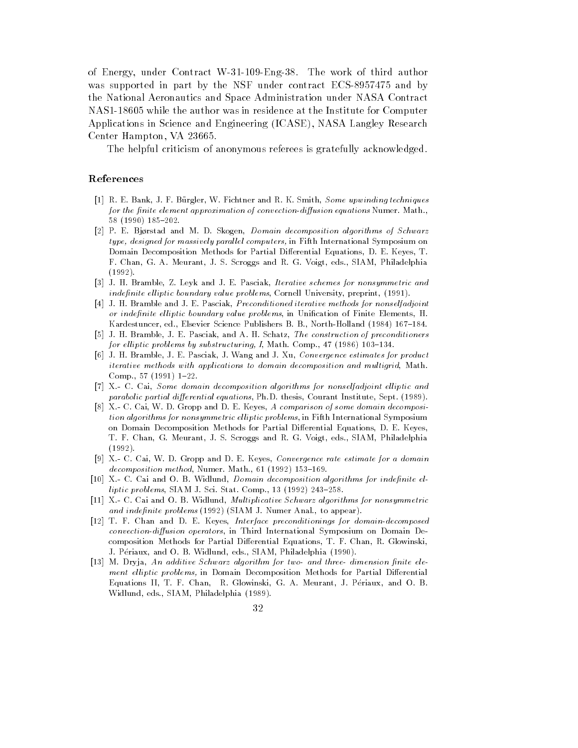of Energy, under Contract W-31-109-Eng-38. The work of third author was supported in part by the NSF under contract ECS-8957475 and by the National Aeronautics and Space Administration under NASA Contract NAS1-18605 while the author was in residence at the Institute for Computer Applications in Science and Engineering (ICASE), NASA Langley Research Center Hampton, VA 23665.

The helpful criticism of anonymous referees is gratefully acknowledged.

## References

[1] R. E. Bank, J. F. Bürgler, W. Fichtner and R. K. Smith, *Some upwinding techniques for the finite element approximation of convection-diffusion equations* Numer. Math., 58 (1990) 185–202.

[2] P. E. Bjørstad and M. D. Skogen, *Domain decomposition algorithms of Schwarz type, designed for massively parallel computers,* in Fifth International Symposium on Domain Decomposition Methods for Partial Differential Equations, D. E. Keyes, T. F. Chan, G. A. Meurant, J. S. Scroggs and R. G. Voigt, eds., SIAM, Philadelphia (1992).

[3] J. H. Bramble, Z. Leyk and J. E. Pasciak, *Iterative schemes for nonsymmetric and indefinite elliptic boundary value problems*, Cornell University, preprint, (1991).

[4] J. H. Bramble and J. E. Pasciak, *Preconditioned iterative methods for nonselfadjoint or indefinite elliptic boundary value problems*, in Unification of Finite Elements, H. Kardestuncer, ed., Elsevier Science Publishers B. B., North-Holland (1984) 167–184.

[5] J. H. Bramble, J. E. Pasciak, and A. H. Schatz, *The construction of preconditioners for elliptic problems by substructuring, I*, Math. Comp., 47 (1986) 103–134.

[6] J. H. Bramble, J. E. Pasciak, J. Wang and J. Xu, *Convergence estimates for product iterative methods with applications to domain decomposition and multigrid*, Math. Comp., 57 (1991) 1–22.

[7] X.- C. Cai, *Some domain decomposition algorithms for nonselfadjoint elliptic and parabolic partial differential equations*, Ph.D. thesis, Courant Institute, Sept. (1989).

[8] X.- C. Cai, W. D. Gropp and D. E. Keyes, *A comparison of some domain decomposition algorithms for nonsymmetric elliptic problems*, in Fifth International Symposium on Domain Decomposition Methods for Partial Differential Equations, D. E. Keyes, T. F. Chan, G. Meurant, J. S. Scroggs and R. G. Voigt, eds., SIAM, Philadelphia (1992).

[9] X.- C. Cai, W. D. Gropp and D. E. Keyes, *Convergence rate estimate for a domain decomposition method*, Numer. Math., 61 (1992) 153–169.

[10] X.- C. Cai and O. B. Widlund, *Domain decomposition algorithms for indefinite elliptic problems*, SIAM J. Sci. Stat. Comp., 13 (1992) 243–258.

[11] X.- C. Cai and O. B. Widlund, *Multiplicative Schwarz algorithms for nonsymmetric and indefinite problems* (1992) (SIAM J. Numer Anal., to appear).

[12] T. F. Chan and D. E. Keyes, *Interface preconditionings for domain-decomposed convection-diffusion operators*, in Third International Symposium on Domain Decomposition Methods for Partial Differential Equations, T. F. Chan, R. Glowinski, J. Périaux, and O. B. Widlund, eds., SIAM, Philadelphia (1990).

[13] M. Dryja, *An additive Schwarz algorithm for two- and three- dimension finite element elliptic problems,* in Domain Decomposition Methods for Partial Differential Equations II, T. F. Chan, R. Glowinski, G. A. Meurant, J. Périaux, and O. B. Widlund, eds., SIAM, Philadelphia (1989).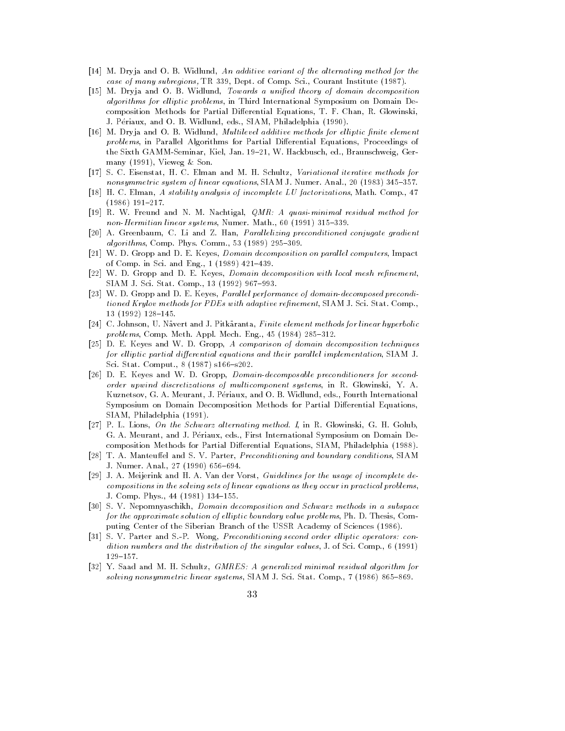[14] M. Dryja and O. B. Widlund, *An additive variant of the alternating method for the case of many subregions*, TR 339, Dept. of Comp. Sci., Courant Institute (1987).

[15] M. Dryja and O. B. Widlund, *Towards a unified theory of domain decomposition algorithms for elliptic problems*, in Third International Symposium on Domain Decomposition Methods for Partial Differential Equations, T. F. Chan, R. Glowinski, J. Périaux, and O. B. Widlund, eds., SIAM, Philadelphia (1990).

[16] M. Dryja and O. B. Widlund, *Multilevel additive methods for elliptic finite element problems*, in Parallel Algorithms for Partial Differential Equations, Proceedings of the Sixth GAMM-Seminar, Kiel, Jan. 19–21, W. Hackbusch, ed., Braunschweig, Germany (1991), Vieweg & Son.

[17] S. C. Eisenstat, H. C. Elman and M. H. Schultz, *Variational iterative methods for nonsymmetric system of linear equations*, SIAM J. Numer. Anal., 20 (1983) 345–357.

[18] H. C. Elman, *A stability analysis of incomplete LU factorizations*, Math. Comp., 47 (1986) 191–217.

[19] R. W. Freund and N. M. Nachtigal, *QMR: A quasi-minimal residual method for non-Hermitian linear systems*, Numer. Math., 60 (1991) 315–339.

[20] A. Greenbaum, C. Li and Z. Han, *Parallelizing preconditioned conjugate gradient algorithms*, Comp. Phys. Comm., 53 (1989) 295–309.

[21] W. D. Gropp and D. E. Keyes, *Domain decomposition on parallel computers*, Impact of Comp. in Sci. and Eng., 1 (1989) 421–439.

[22] W. D. Gropp and D. E. Keyes, *Domain decomposition with local mesh refinement*, SIAM J. Sci. Stat. Comp., 13 (1992) 967–993.

[23] W. D. Gropp and D. E. Keyes, *Parallel performance of domain-decomposed preconditioned Krylov methods for PDEs with adaptive refinement*, SIAM J. Sci. Stat. Comp., 13 (1992) 128–145.

[24] C. Johnson, U. Nävert and J. Pitkäranta, *Finite element methods for linear hyperbolic problems*, Comp. Meth. Appl. Mech. Eng., 45 (1984) 285–312.

[25] D. E. Keyes and W. D. Gropp, *A comparison of domain decomposition techniques for elliptic partial differential equations and their parallel implementation*, SIAM J. Sci. Stat. Comput., 8 (1987) s166–s202.

[26] D. E. Keyes and W. D. Gropp, *Domain-decomposable preconditioners for second-order upwind discretizations of multicomponent systems*, in R. Glowinski, Y. A. Kuznetsov, G. A. Meurant, J. Périaux, and O. B. Widlund, eds., Fourth International Symposium on Domain Decomposition Methods for Partial Differential Equations, SIAM, Philadelphia (1991).

[27] P. L. Lions, *On the Schwarz alternating method. I*, in R. Glowinski, G. H. Golub, G. A. Meurant, and J. Périaux, eds., First International Symposium on Domain Decomposition Methods for Partial Differential Equations, SIAM, Philadelphia (1988).

[28] T. A. Manteuffel and S. V. Parter, *Preconditioning and boundary conditions*, SIAM J. Numer. Anal., 27 (1990) 656–694.

[29] J. A. Meijerink and H. A. Van der Vorst, *Guidelines for the usage of incomplete decompositions in the solving sets of linear equations as they occur in practical problems*, J. Comp. Phys., 44 (1981) 134–155.

[30] S. V. Nepomnyaschikh, *Domain decomposition and Schwarz methods in a subspace for the approximate solution of elliptic boundary value problems*, Ph. D. Thesis, Computing Center of the Siberian Branch of the USSR Academy of Sciences (1986).

[31] S. V. Parter and S.-P. Wong, *Preconditioning second order elliptic operators: condition numbers and the distribution of the singular values*, J. of Sci. Comp., 6 (1991) 129–157.

[32] Y. Saad and M. H. Schultz, *GMRES: A generalized minimal residual algorithm for solving nonsymmetric linear systems*, SIAM J. Sci. Stat. Comp., 7 (1986) 865–869.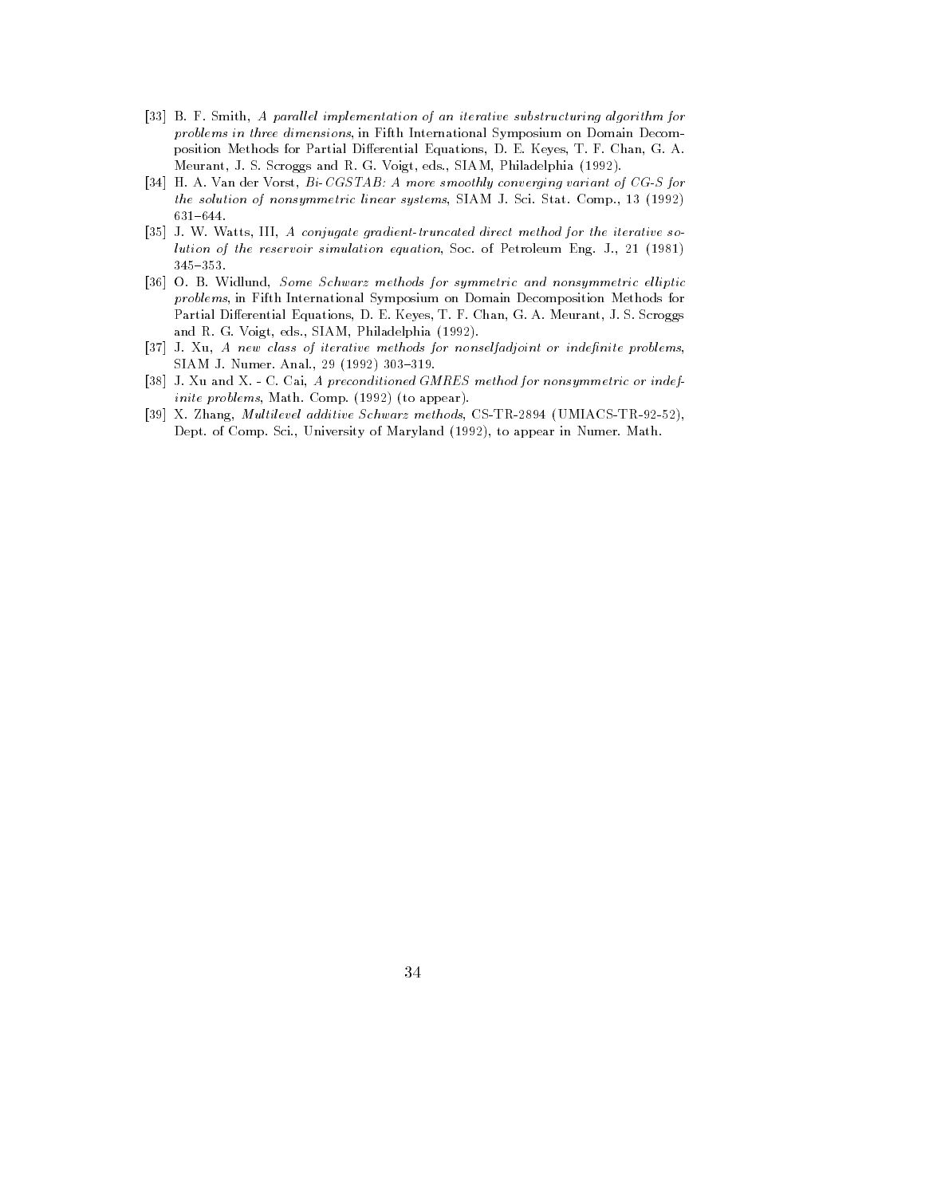[33] B. F. Smith, *A parallel implementation of an iterative substructuring algorithm for problems in three dimensions*, in Fifth International Symposium on Domain Decomposition Methods for Partial Differential Equations, D. E. Keyes, T. F. Chan, G. A. Meurant, J. S. Scroggs and R. G. Voigt, eds., SIAM, Philadelphia (1992).

[34] H. A. Van der Vorst, *Bi-CGSTAB: A more smoothly converging variant of CG-S for the solution of nonsymmetric linear systems*, SIAM J. Sci. Stat. Comp., 13 (1992) 631–644.

[35] J. W. Watts, III, *A conjugate gradient-truncated direct method for the iterative solution of the reservoir simulation equation*, Soc. of Petroleum Eng. J., 21 (1981) 345–353.

[36] O. B. Widlund, *Some Schwarz methods for symmetric and nonsymmetric elliptic problems*, in Fifth International Symposium on Domain Decomposition Methods for Partial Differential Equations, D. E. Keyes, T. F. Chan, G. A. Meurant, J. S. Scroggs and R. G. Voigt, eds., SIAM, Philadelphia (1992).

[37] J. Xu, *A new class of iterative methods for nonselfadjoint or indefinite problems*, SIAM J. Numer. Anal., 29 (1992) 303–319.

[38] J. Xu and X. - C. Cai, *A preconditioned GMRES method for nonsymmetric or indefinite problems*, Math. Comp. (1992) (to appear).

[39] X. Zhang, *Multilevel additive Schwarz methods*, CS-TR-2894 (UMIACS-TR-92-52), Dept. of Comp. Sci., University of Maryland (1992), to appear in Numer. Math.